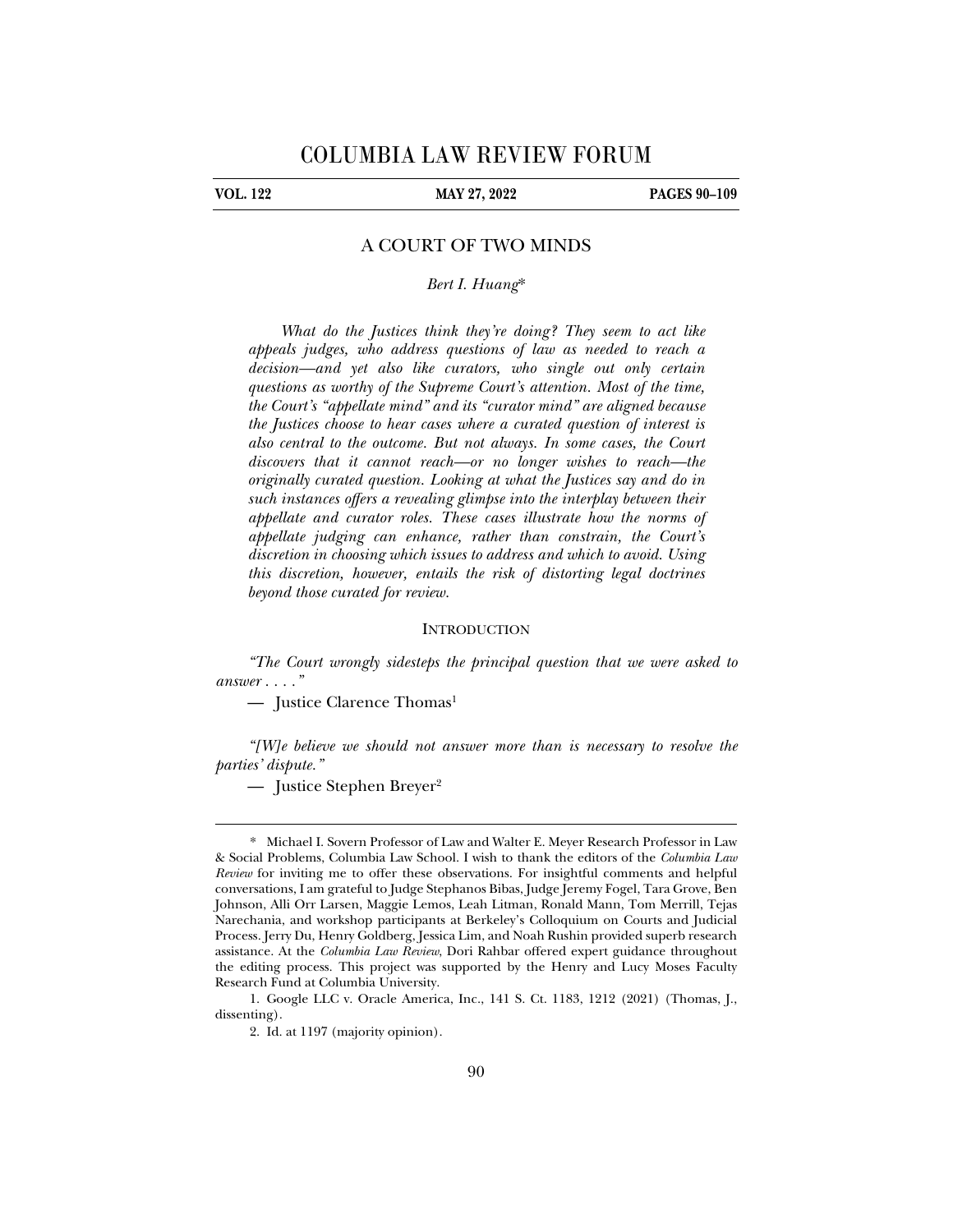# COLUMBIA LAW REVIEW FORUM

**VOL. 122** **MAY 27, 2022** **PAGES 90–109**

## A COURT OF TWO MINDS

*Bert I. Huang**

*What do the Justices think they're doing? They seem to act like appeals judges, who address questions of law as needed to reach a decision—and yet also like curators, who single out only certain questions as worthy of the Supreme Court's attention. Most of the time, the Court's "appellate mind" and its "curator mind" are aligned because the Justices choose to hear cases where a curated question of interest is also central to the outcome. But not always. In some cases, the Court discovers that it cannot reach—or no longer wishes to reach—the originally curated question. Looking at what the Justices say and do in such instances offers a revealing glimpse into the interplay between their appellate and curator roles. These cases illustrate how the norms of appellate judging can enhance, rather than constrain, the Court's discretion in choosing which issues to address and which to avoid. Using this discretion, however, entails the risk of distorting legal doctrines beyond those curated for review.*

### INTRODUCTION

*"The Court wrongly sidesteps the principal question that we were asked to answer . . . ."*

— Justice Clarence Thomas[1]

*"[W]e believe we should not answer more than is necessary to resolve the parties' dispute."*

— Justice Stephen Breyer[2]

---

\* Michael I. Sovern Professor of Law and Walter E. Meyer Research Professor in Law & Social Problems, Columbia Law School. I wish to thank the editors of the *Columbia Law Review* for inviting me to offer these observations. For insightful comments and helpful conversations, I am grateful to Judge Stephanos Bibas, Judge Jeremy Fogel, Tara Grove, Ben Johnson, Alli Orr Larsen, Maggie Lemos, Leah Litman, Ronald Mann, Tom Merrill, Tejas Narechania, and workshop participants at Berkeley's Colloquium on Courts and Judicial Process. Jerry Du, Henry Goldberg, Jessica Lim, and Noah Rushin provided superb research assistance. At the *Columbia Law Review*, Dori Rahbar offered expert guidance throughout the editing process. This project was supported by the Henry and Lucy Moses Faculty Research Fund at Columbia University.

1. Google LLC v. Oracle America, Inc., 141 S. Ct. 1183, 1212 (2021) (Thomas, J., dissenting).

2. Id. at 1197 (majority opinion).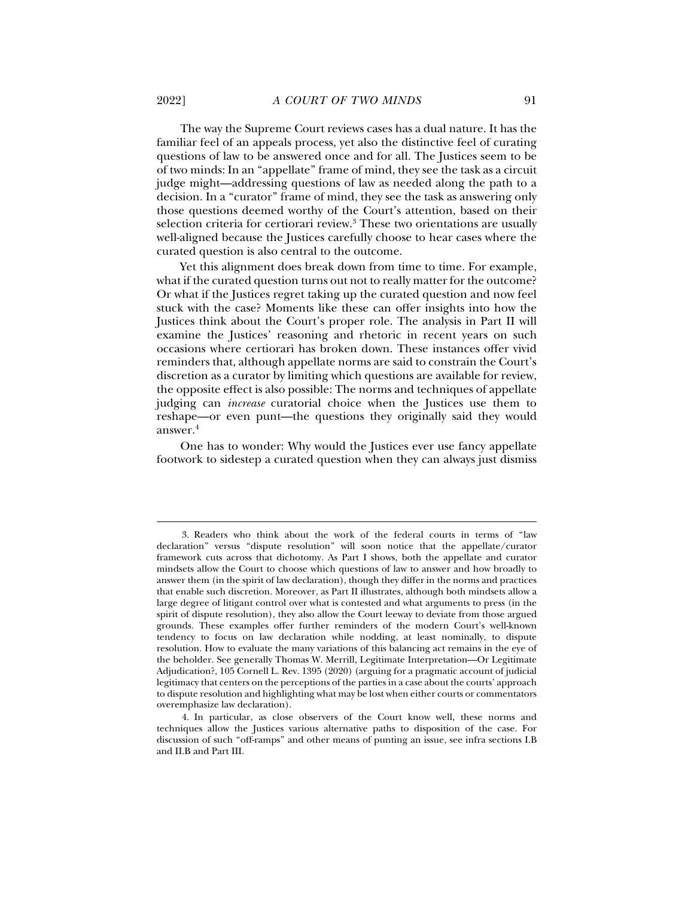The way the Supreme Court reviews cases has a dual nature. It has the familiar feel of an appeals process, yet also the distinctive feel of curating questions of law to be answered once and for all. The Justices seem to be of two minds: In an "appellate" frame of mind, they see the task as a circuit judge might—addressing questions of law as needed along the path to a decision. In a "curator" frame of mind, they see the task as answering only those questions deemed worthy of the Court's attention, based on their selection criteria for certiorari review.[3] These two orientations are usually well-aligned because the Justices carefully choose to hear cases where the curated question is also central to the outcome.

Yet this alignment does break down from time to time. For example, what if the curated question turns out not to really matter for the outcome? Or what if the Justices regret taking up the curated question and now feel stuck with the case? Moments like these can offer insights into how the Justices think about the Court's proper role. The analysis in Part II will examine the Justices' reasoning and rhetoric in recent years on such occasions where certiorari has broken down. These instances offer vivid reminders that, although appellate norms are said to constrain the Court's discretion as a curator by limiting which questions are available for review, the opposite effect is also possible: The norms and techniques of appellate judging can *increase* curatorial choice when the Justices use them to reshape—or even punt—the questions they originally said they would answer.[4]

One has to wonder: Why would the Justices ever use fancy appellate footwork to sidestep a curated question when they can always just dismiss

3. Readers who think about the work of the federal courts in terms of "law declaration" versus "dispute resolution" will soon notice that the appellate/curator framework cuts across that dichotomy. As Part I shows, both the appellate and curator mindsets allow the Court to choose which questions of law to answer and how broadly to answer them (in the spirit of law declaration), though they differ in the norms and practices that enable such discretion. Moreover, as Part II illustrates, although both mindsets allow a large degree of litigant control over what is contested and what arguments to press (in the spirit of dispute resolution), they also allow the Court leeway to deviate from those argued grounds. These examples offer further reminders of the modern Court's well-known tendency to focus on law declaration while nodding, at least nominally, to dispute resolution. How to evaluate the many variations of this balancing act remains in the eye of the beholder. See generally Thomas W. Merrill, Legitimate Interpretation—Or Legitimate Adjudication?, 105 Cornell L. Rev. 1395 (2020) (arguing for a pragmatic account of judicial legitimacy that centers on the perceptions of the parties in a case about the courts' approach to dispute resolution and highlighting what may be lost when either courts or commentators overemphasize law declaration).

4. In particular, as close observers of the Court know well, these norms and techniques allow the Justices various alternative paths to disposition of the case. For discussion of such "off-ramps" and other means of punting an issue, see infra sections I.B and II.B and Part III.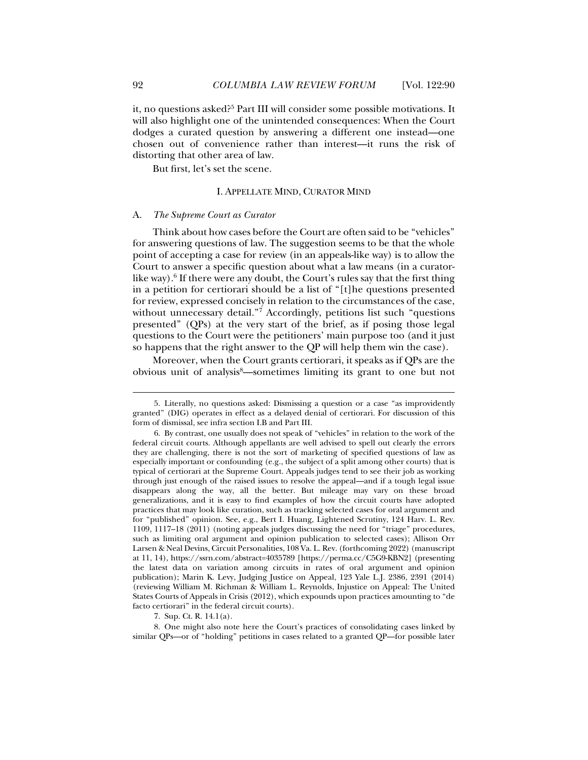it, no questions asked?[5] Part III will consider some possible motivations. It will also highlight one of the unintended consequences: When the Court dodges a curated question by answering a different one instead—one chosen out of convenience rather than interest—it runs the risk of distorting that other area of law.

But first, let's set the scene.

## I. APPELLATE MIND, CURATOR MIND

### A. *The Supreme Court as Curator*

Think about how cases before the Court are often said to be "vehicles" for answering questions of law. The suggestion seems to be that the whole point of accepting a case for review (in an appeals-like way) is to allow the Court to answer a specific question about what a law means (in a curator-like way).[6] If there were any doubt, the Court's rules say that the first thing in a petition for certiorari should be a list of "[t]he questions presented for review, expressed concisely in relation to the circumstances of the case, without unnecessary detail."[7] Accordingly, petitions list such "questions presented" (QPs) at the very start of the brief, as if posing those legal questions to the Court were the petitioners' main purpose too (and it just so happens that the right answer to the QP will help them win the case).

Moreover, when the Court grants certiorari, it speaks as if QPs are the obvious unit of analysis[8]—sometimes limiting its grant to one but not

---

5. Literally, no questions asked: Dismissing a question or a case "as improvidently granted" (DIG) operates in effect as a delayed denial of certiorari. For discussion of this form of dismissal, see infra section I.B and Part III.

6. By contrast, one usually does not speak of "vehicles" in relation to the work of the federal circuit courts. Although appellants are well advised to spell out clearly the errors they are challenging, there is not the sort of marketing of specified questions of law as especially important or confounding (e.g., the subject of a split among other courts) that is typical of certiorari at the Supreme Court. Appeals judges tend to see their job as working through just enough of the raised issues to resolve the appeal—and if a tough legal issue disappears along the way, all the better. But mileage may vary on these broad generalizations, and it is easy to find examples of how the circuit courts have adopted practices that may look like curation, such as tracking selected cases for oral argument and for "published" opinion. See, e.g., Bert I. Huang, Lightened Scrutiny, 124 Harv. L. Rev. 1109, 1117–18 (2011) (noting appeals judges discussing the need for "triage" procedures, such as limiting oral argument and opinion publication to selected cases); Allison Orr Larsen & Neal Devins, Circuit Personalities, 108 Va. L. Rev. (forthcoming 2022) (manuscript at 11, 14), https://ssrn.com/abstract=4035789 [https://perma.cc/C5G9-KBN2] (presenting the latest data on variation among circuits in rates of oral argument and opinion publication); Marin K. Levy, Judging Justice on Appeal, 123 Yale L.J. 2386, 2391 (2014) (reviewing William M. Richman & William L. Reynolds, Injustice on Appeal: The United States Courts of Appeals in Crisis (2012), which expounds upon practices amounting to "de facto certiorari" in the federal circuit courts).

7. Sup. Ct. R. 14.1(a).

8. One might also note here the Court's practices of consolidating cases linked by similar QPs—or of "holding" petitions in cases related to a granted QP—for possible later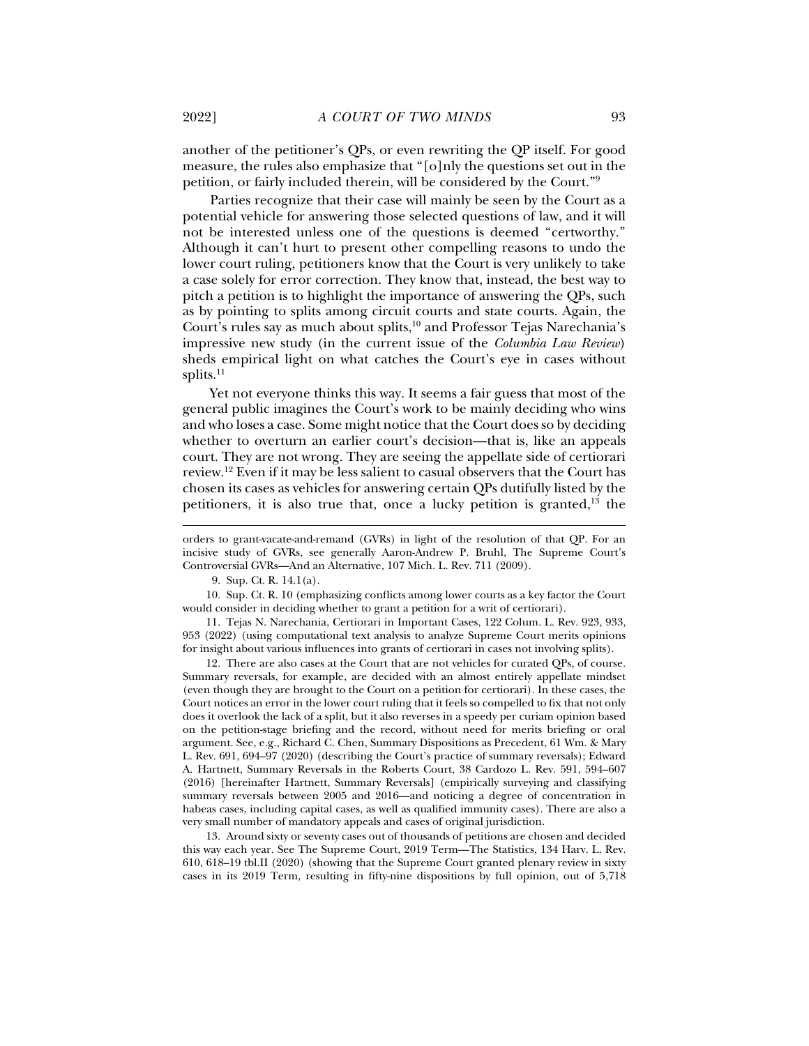another of the petitioner's QPs, or even rewriting the QP itself. For good measure, the rules also emphasize that "[o]nly the questions set out in the petition, or fairly included therein, will be considered by the Court."[9]

Parties recognize that their case will mainly be seen by the Court as a potential vehicle for answering those selected questions of law, and it will not be interested unless one of the questions is deemed "certworthy." Although it can't hurt to present other compelling reasons to undo the lower court ruling, petitioners know that the Court is very unlikely to take a case solely for error correction. They know that, instead, the best way to pitch a petition is to highlight the importance of answering the QPs, such as by pointing to splits among circuit courts and state courts. Again, the Court's rules say as much about splits,[10] and Professor Tejas Narechania's impressive new study (in the current issue of the *Columbia Law Review*) sheds empirical light on what catches the Court's eye in cases without splits.[11]

Yet not everyone thinks this way. It seems a fair guess that most of the general public imagines the Court's work to be mainly deciding who wins and who loses a case. Some might notice that the Court does so by deciding whether to overturn an earlier court's decision—that is, like an appeals court. They are not wrong. They are seeing the appellate side of certiorari review.[12] Even if it may be less salient to casual observers that the Court has chosen its cases as vehicles for answering certain QPs dutifully listed by the petitioners, it is also true that, once a lucky petition is granted,[13] the

---

orders to grant-vacate-and-remand (GVRs) in light of the resolution of that QP. For an incisive study of GVRs, see generally Aaron-Andrew P. Bruhl, The Supreme Court's Controversial GVRs—And an Alternative, 107 Mich. L. Rev. 711 (2009).

9. Sup. Ct. R. 14.1(a).

10. Sup. Ct. R. 10 (emphasizing conflicts among lower courts as a key factor the Court would consider in deciding whether to grant a petition for a writ of certiorari).

11. Tejas N. Narechania, Certiorari in Important Cases, 122 Colum. L. Rev. 923, 933, 953 (2022) (using computational text analysis to analyze Supreme Court merits opinions for insight about various influences into grants of certiorari in cases not involving splits).

12. There are also cases at the Court that are not vehicles for curated QPs, of course. Summary reversals, for example, are decided with an almost entirely appellate mindset (even though they are brought to the Court on a petition for certiorari). In these cases, the Court notices an error in the lower court ruling that it feels so compelled to fix that not only does it overlook the lack of a split, but it also reverses in a speedy per curiam opinion based on the petition-stage briefing and the record, without need for merits briefing or oral argument. See, e.g., Richard C. Chen, Summary Dispositions as Precedent, 61 Wm. & Mary L. Rev. 691, 694–97 (2020) (describing the Court's practice of summary reversals); Edward A. Hartnett, Summary Reversals in the Roberts Court, 38 Cardozo L. Rev. 591, 594–607 (2016) [hereinafter Hartnett, Summary Reversals] (empirically surveying and classifying summary reversals between 2005 and 2016—and noticing a degree of concentration in habeas cases, including capital cases, as well as qualified immunity cases). There are also a very small number of mandatory appeals and cases of original jurisdiction.

13. Around sixty or seventy cases out of thousands of petitions are chosen and decided this way each year. See The Supreme Court, 2019 Term—The Statistics, 134 Harv. L. Rev. 610, 618–19 tbl.II (2020) (showing that the Supreme Court granted plenary review in sixty cases in its 2019 Term, resulting in fifty-nine dispositions by full opinion, out of 5,718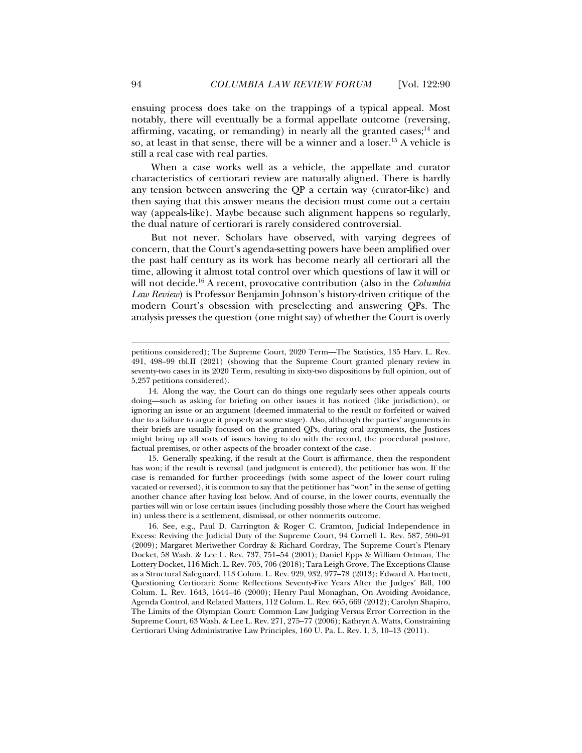ensuing process does take on the trappings of a typical appeal. Most notably, there will eventually be a formal appellate outcome (reversing, affirming, vacating, or remanding) in nearly all the granted cases;[14] and so, at least in that sense, there will be a winner and a loser.[15] A vehicle is still a real case with real parties.

When a case works well as a vehicle, the appellate and curator characteristics of certiorari review are naturally aligned. There is hardly any tension between answering the QP a certain way (curator-like) and then saying that this answer means the decision must come out a certain way (appeals-like). Maybe because such alignment happens so regularly, the dual nature of certiorari is rarely considered controversial.

But not never. Scholars have observed, with varying degrees of concern, that the Court's agenda-setting powers have been amplified over the past half century as its work has become nearly all certiorari all the time, allowing it almost total control over which questions of law it will or will not decide.[16] A recent, provocative contribution (also in the *Columbia Law Review*) is Professor Benjamin Johnson's history-driven critique of the modern Court's obsession with preselecting and answering QPs. The analysis presses the question (one might say) of whether the Court is overly

---

petitions considered); The Supreme Court, 2020 Term—The Statistics, 135 Harv. L. Rev. 491, 498–99 tbl.II (2021) (showing that the Supreme Court granted plenary review in seventy-two cases in its 2020 Term, resulting in sixty-two dispositions by full opinion, out of 5,257 petitions considered).

14. Along the way, the Court can do things one regularly sees other appeals courts doing—such as asking for briefing on other issues it has noticed (like jurisdiction), or ignoring an issue or an argument (deemed immaterial to the result or forfeited or waived due to a failure to argue it properly at some stage). Also, although the parties' arguments in their briefs are usually focused on the granted QPs, during oral arguments, the Justices might bring up all sorts of issues having to do with the record, the procedural posture, factual premises, or other aspects of the broader context of the case.

15. Generally speaking, if the result at the Court is affirmance, then the respondent has won; if the result is reversal (and judgment is entered), the petitioner has won. If the case is remanded for further proceedings (with some aspect of the lower court ruling vacated or reversed), it is common to say that the petitioner has "won" in the sense of getting another chance after having lost below. And of course, in the lower courts, eventually the parties will win or lose certain issues (including possibly those where the Court has weighed in) unless there is a settlement, dismissal, or other nonmerits outcome.

16. See, e.g., Paul D. Carrington & Roger C. Cramton, Judicial Independence in Excess: Reviving the Judicial Duty of the Supreme Court, 94 Cornell L. Rev. 587, 590–91 (2009); Margaret Meriwether Cordray & Richard Cordray, The Supreme Court's Plenary Docket, 58 Wash. & Lee L. Rev. 737, 751–54 (2001); Daniel Epps & William Ortman, The Lottery Docket, 116 Mich. L. Rev. 705, 706 (2018); Tara Leigh Grove, The Exceptions Clause as a Structural Safeguard, 113 Colum. L. Rev. 929, 932, 977–78 (2013); Edward A. Hartnett, Questioning Certiorari: Some Reflections Seventy-Five Years After the Judges' Bill, 100 Colum. L. Rev. 1643, 1644–46 (2000); Henry Paul Monaghan, On Avoiding Avoidance, Agenda Control, and Related Matters, 112 Colum. L. Rev. 665, 669 (2012); Carolyn Shapiro, The Limits of the Olympian Court: Common Law Judging Versus Error Correction in the Supreme Court, 63 Wash. & Lee L. Rev. 271, 275–77 (2006); Kathryn A. Watts, Constraining Certiorari Using Administrative Law Principles, 160 U. Pa. L. Rev. 1, 3, 10–13 (2011).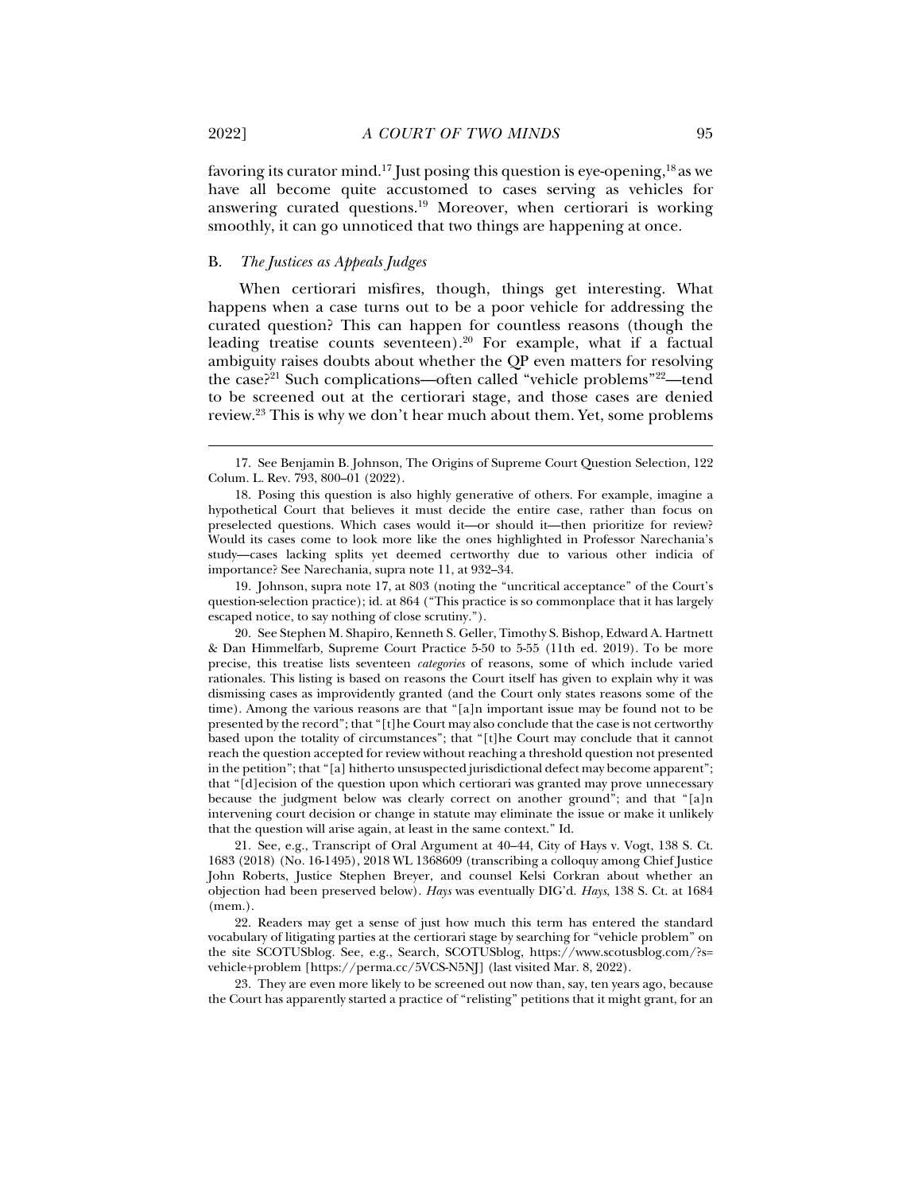favoring its curator mind.[17] Just posing this question is eye-opening,[18] as we have all become quite accustomed to cases serving as vehicles for answering curated questions.[19] Moreover, when certiorari is working smoothly, it can go unnoticed that two things are happening at once.

### B. *The Justices as Appeals Judges*

When certiorari misfires, though, things get interesting. What happens when a case turns out to be a poor vehicle for addressing the curated question? This can happen for countless reasons (though the leading treatise counts seventeen).[20] For example, what if a factual ambiguity raises doubts about whether the QP even matters for resolving the case?[21] Such complications—often called "vehicle problems"[22]—tend to be screened out at the certiorari stage, and those cases are denied review.[23] This is why we don't hear much about them. Yet, some problems

---

17. See Benjamin B. Johnson, The Origins of Supreme Court Question Selection, 122 Colum. L. Rev. 793, 800–01 (2022).

18. Posing this question is also highly generative of others. For example, imagine a hypothetical Court that believes it must decide the entire case, rather than focus on preselected questions. Which cases would it—or should it—then prioritize for review? Would its cases come to look more like the ones highlighted in Professor Narechania's study—cases lacking splits yet deemed certworthy due to various other indicia of importance? See Narechania, supra note 11, at 932–34.

19. Johnson, supra note 17, at 803 (noting the "uncritical acceptance" of the Court's question-selection practice); id. at 864 ("This practice is so commonplace that it has largely escaped notice, to say nothing of close scrutiny.").

20. See Stephen M. Shapiro, Kenneth S. Geller, Timothy S. Bishop, Edward A. Hartnett & Dan Himmelfarb, Supreme Court Practice 5-50 to 5-55 (11th ed. 2019). To be more precise, this treatise lists seventeen *categories* of reasons, some of which include varied rationales. This listing is based on reasons the Court itself has given to explain why it was dismissing cases as improvidently granted (and the Court only states reasons some of the time). Among the various reasons are that "[a]n important issue may be found not to be presented by the record"; that "[t]he Court may also conclude that the case is not certworthy based upon the totality of circumstances"; that "[t]he Court may conclude that it cannot reach the question accepted for review without reaching a threshold question not presented in the petition"; that "[a] hitherto unsuspected jurisdictional defect may become apparent"; that "[d]ecision of the question upon which certiorari was granted may prove unnecessary because the judgment below was clearly correct on another ground"; and that "[a]n intervening court decision or change in statute may eliminate the issue or make it unlikely that the question will arise again, at least in the same context." Id.

21. See, e.g., Transcript of Oral Argument at 40–44, City of Hays v. Vogt, 138 S. Ct. 1683 (2018) (No. 16-1495), 2018 WL 1368609 (transcribing a colloquy among Chief Justice John Roberts, Justice Stephen Breyer, and counsel Kelsi Corkran about whether an objection had been preserved below). *Hays* was eventually DIG'd. *Hays*, 138 S. Ct. at 1684 (mem.).

22. Readers may get a sense of just how much this term has entered the standard vocabulary of litigating parties at the certiorari stage by searching for "vehicle problem" on the site SCOTUSblog. See, e.g., Search, SCOTUSblog, https://www.scotusblog.com/?s=vehicle+problem [https://perma.cc/5VCS-N5NJ] (last visited Mar. 8, 2022).

23. They are even more likely to be screened out now than, say, ten years ago, because the Court has apparently started a practice of "relisting" petitions that it might grant, for an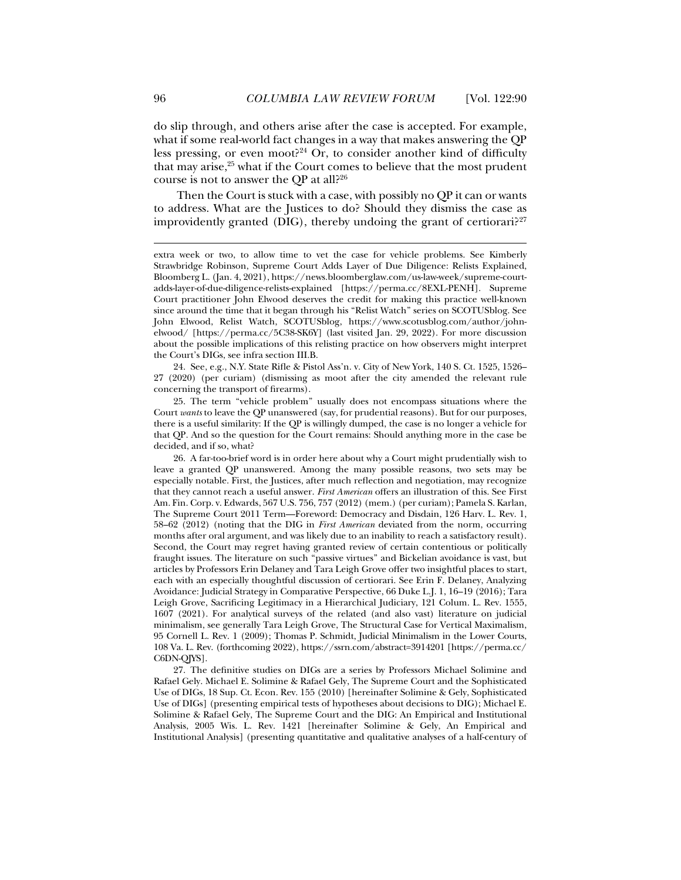do slip through, and others arise after the case is accepted. For example, what if some real-world fact changes in a way that makes answering the QP less pressing, or even moot?[24] Or, to consider another kind of difficulty that may arise,[25] what if the Court comes to believe that the most prudent course is not to answer the QP at all?[26]

Then the Court is stuck with a case, with possibly no QP it can or wants to address. What are the Justices to do? Should they dismiss the case as improvidently granted (DIG), thereby undoing the grant of certiorari?[27]

---

extra week or two, to allow time to vet the case for vehicle problems. See Kimberly Strawbridge Robinson, Supreme Court Adds Layer of Due Diligence: Relists Explained, Bloomberg L. (Jan. 4, 2021), https://news.bloomberglaw.com/us-law-week/supreme-court-adds-layer-of-due-diligence-relists-explained [https://perma.cc/8EXL-PENH]. Supreme Court practitioner John Elwood deserves the credit for making this practice well-known since around the time that it began through his "Relist Watch" series on SCOTUSblog. See John Elwood, Relist Watch, SCOTUSblog, https://www.scotusblog.com/author/john-elwood/ [https://perma.cc/5C38-SK6Y] (last visited Jan. 29, 2022). For more discussion about the possible implications of this relisting practice on how observers might interpret the Court's DIGs, see infra section III.B.

24. See, e.g., N.Y. State Rifle & Pistol Ass'n. v. City of New York, 140 S. Ct. 1525, 1526–27 (2020) (per curiam) (dismissing as moot after the city amended the relevant rule concerning the transport of firearms).

25. The term "vehicle problem" usually does not encompass situations where the Court *wants* to leave the QP unanswered (say, for prudential reasons). But for our purposes, there is a useful similarity: If the QP is willingly dumped, the case is no longer a vehicle for that QP. And so the question for the Court remains: Should anything more in the case be decided, and if so, what?

26. A far-too-brief word is in order here about why a Court might prudentially wish to leave a granted QP unanswered. Among the many possible reasons, two sets may be especially notable. First, the Justices, after much reflection and negotiation, may recognize that they cannot reach a useful answer. *First American* offers an illustration of this. See First Am. Fin. Corp. v. Edwards, 567 U.S. 756, 757 (2012) (mem.) (per curiam); Pamela S. Karlan, The Supreme Court 2011 Term—Foreword: Democracy and Disdain, 126 Harv. L. Rev. 1, 58–62 (2012) (noting that the DIG in *First American* deviated from the norm, occurring months after oral argument, and was likely due to an inability to reach a satisfactory result). Second, the Court may regret having granted review of certain contentious or politically fraught issues. The literature on such "passive virtues" and Bickelian avoidance is vast, but articles by Professors Erin Delaney and Tara Leigh Grove offer two insightful places to start, each with an especially thoughtful discussion of certiorari. See Erin F. Delaney, Analyzing Avoidance: Judicial Strategy in Comparative Perspective, 66 Duke L.J. 1, 16–19 (2016); Tara Leigh Grove, Sacrificing Legitimacy in a Hierarchical Judiciary, 121 Colum. L. Rev. 1555, 1607 (2021). For analytical surveys of the related (and also vast) literature on judicial minimalism, see generally Tara Leigh Grove, The Structural Case for Vertical Maximalism, 95 Cornell L. Rev. 1 (2009); Thomas P. Schmidt, Judicial Minimalism in the Lower Courts, 108 Va. L. Rev. (forthcoming 2022), https://ssrn.com/abstract=3914201 [https://perma.cc/C6DN-QJYS].

27. The definitive studies on DIGs are a series by Professors Michael Solimine and Rafael Gely. Michael E. Solimine & Rafael Gely, The Supreme Court and the Sophisticated Use of DIGs, 18 Sup. Ct. Econ. Rev. 155 (2010) [hereinafter Solimine & Gely, Sophisticated Use of DIGs] (presenting empirical tests of hypotheses about decisions to DIG); Michael E. Solimine & Rafael Gely, The Supreme Court and the DIG: An Empirical and Institutional Analysis, 2005 Wis. L. Rev. 1421 [hereinafter Solimine & Gely, An Empirical and Institutional Analysis] (presenting quantitative and qualitative analyses of a half-century of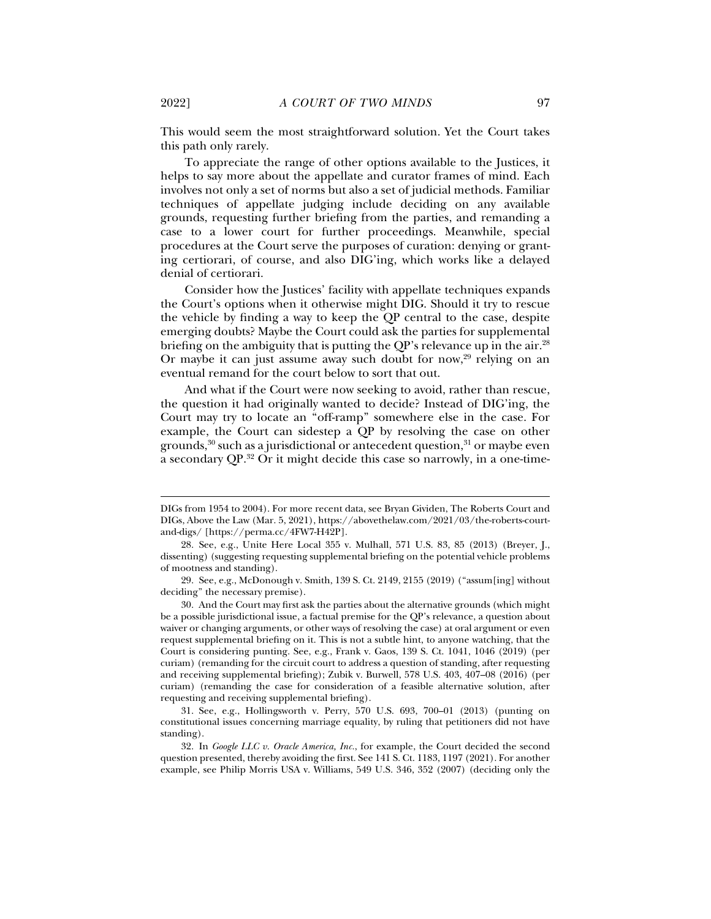This would seem the most straightforward solution. Yet the Court takes this path only rarely.

To appreciate the range of other options available to the Justices, it helps to say more about the appellate and curator frames of mind. Each involves not only a set of norms but also a set of judicial methods. Familiar techniques of appellate judging include deciding on any available grounds, requesting further briefing from the parties, and remanding a case to a lower court for further proceedings. Meanwhile, special procedures at the Court serve the purposes of curation: denying or granting certiorari, of course, and also DIG'ing, which works like a delayed denial of certiorari.

Consider how the Justices' facility with appellate techniques expands the Court's options when it otherwise might DIG. Should it try to rescue the vehicle by finding a way to keep the QP central to the case, despite emerging doubts? Maybe the Court could ask the parties for supplemental briefing on the ambiguity that is putting the QP's relevance up in the air.[28] Or maybe it can just assume away such doubt for now,[29] relying on an eventual remand for the court below to sort that out.

And what if the Court were now seeking to avoid, rather than rescue, the question it had originally wanted to decide? Instead of DIG'ing, the Court may try to locate an "off-ramp" somewhere else in the case. For example, the Court can sidestep a QP by resolving the case on other grounds,[30] such as a jurisdictional or antecedent question,[31] or maybe even a secondary QP.[32] Or it might decide this case so narrowly, in a one-time-

---

DIGs from 1954 to 2004). For more recent data, see Bryan Gividen, The Roberts Court and DIGs, Above the Law (Mar. 5, 2021), https://abovethelaw.com/2021/03/the-roberts-court-and-digs/ [https://perma.cc/4FW7-H42P].

28. See, e.g., Unite Here Local 355 v. Mulhall, 571 U.S. 83, 85 (2013) (Breyer, J., dissenting) (suggesting requesting supplemental briefing on the potential vehicle problems of mootness and standing).

29. See, e.g., McDonough v. Smith, 139 S. Ct. 2149, 2155 (2019) ("assum[ing] without deciding" the necessary premise).

30. And the Court may first ask the parties about the alternative grounds (which might be a possible jurisdictional issue, a factual premise for the QP's relevance, a question about waiver or changing arguments, or other ways of resolving the case) at oral argument or even request supplemental briefing on it. This is not a subtle hint, to anyone watching, that the Court is considering punting. See, e.g., Frank v. Gaos, 139 S. Ct. 1041, 1046 (2019) (per curiam) (remanding for the circuit court to address a question of standing, after requesting and receiving supplemental briefing); Zubik v. Burwell, 578 U.S. 403, 407–08 (2016) (per curiam) (remanding the case for consideration of a feasible alternative solution, after requesting and receiving supplemental briefing).

31. See, e.g., Hollingsworth v. Perry, 570 U.S. 693, 700–01 (2013) (punting on constitutional issues concerning marriage equality, by ruling that petitioners did not have standing).

32. In *Google LLC v. Oracle America, Inc.*, for example, the Court decided the second question presented, thereby avoiding the first. See 141 S. Ct. 1183, 1197 (2021). For another example, see Philip Morris USA v. Williams, 549 U.S. 346, 352 (2007) (deciding only the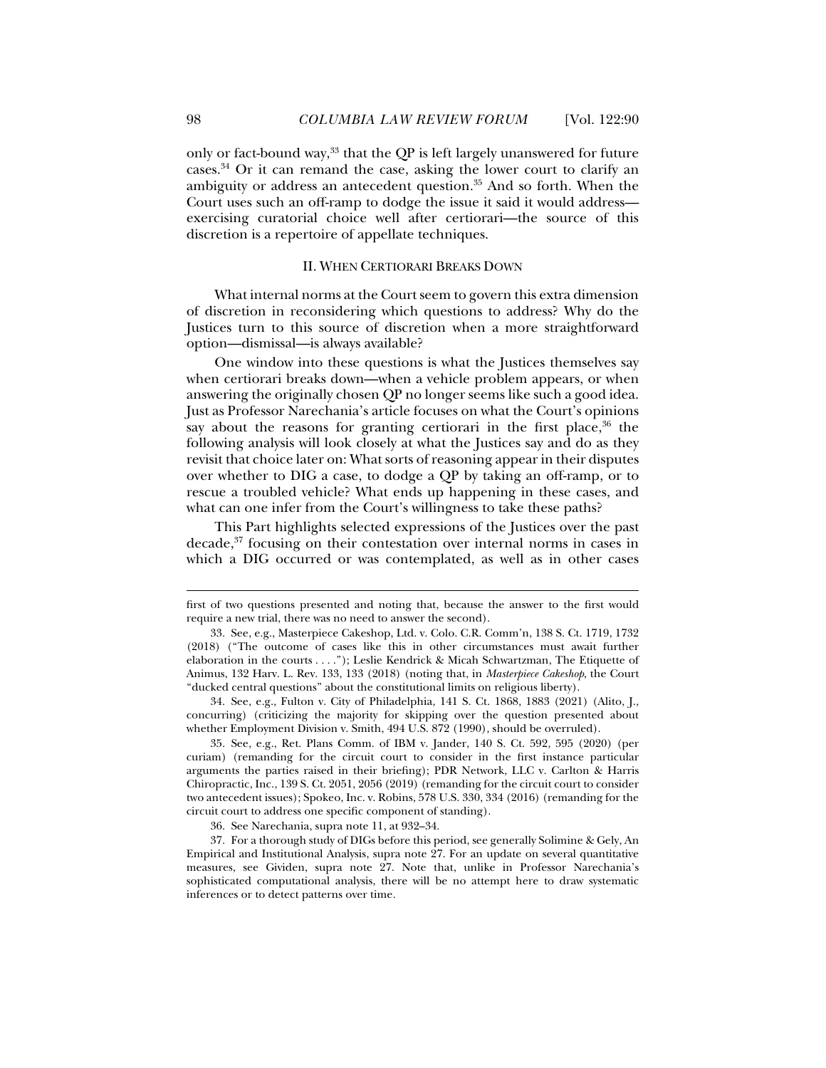only or fact-bound way,[33] that the QP is left largely unanswered for future cases.[34] Or it can remand the case, asking the lower court to clarify an ambiguity or address an antecedent question.[35] And so forth. When the Court uses such an off-ramp to dodge the issue it said it would address—exercising curatorial choice well after certiorari—the source of this discretion is a repertoire of appellate techniques.

## II. WHEN CERTIORARI BREAKS DOWN

What internal norms at the Court seem to govern this extra dimension of discretion in reconsidering which questions to address? Why do the Justices turn to this source of discretion when a more straightforward option—dismissal—is always available?

One window into these questions is what the Justices themselves say when certiorari breaks down—when a vehicle problem appears, or when answering the originally chosen QP no longer seems like such a good idea. Just as Professor Narechania's article focuses on what the Court's opinions say about the reasons for granting certiorari in the first place,[36] the following analysis will look closely at what the Justices say and do as they revisit that choice later on: What sorts of reasoning appear in their disputes over whether to DIG a case, to dodge a QP by taking an off-ramp, or to rescue a troubled vehicle? What ends up happening in these cases, and what can one infer from the Court's willingness to take these paths?

This Part highlights selected expressions of the Justices over the past decade,[37] focusing on their contestation over internal norms in cases in which a DIG occurred or was contemplated, as well as in other cases

---

first of two questions presented and noting that, because the answer to the first would require a new trial, there was no need to answer the second).

33. See, e.g., Masterpiece Cakeshop, Ltd. v. Colo. C.R. Comm'n, 138 S. Ct. 1719, 1732 (2018) ("The outcome of cases like this in other circumstances must await further elaboration in the courts . . . ."); Leslie Kendrick & Micah Schwartzman, The Etiquette of Animus, 132 Harv. L. Rev. 133, 133 (2018) (noting that, in *Masterpiece Cakeshop*, the Court "ducked central questions" about the constitutional limits on religious liberty).

34. See, e.g., Fulton v. City of Philadelphia, 141 S. Ct. 1868, 1883 (2021) (Alito, J., concurring) (criticizing the majority for skipping over the question presented about whether Employment Division v. Smith, 494 U.S. 872 (1990), should be overruled).

35. See, e.g., Ret. Plans Comm. of IBM v. Jander, 140 S. Ct. 592, 595 (2020) (per curiam) (remanding for the circuit court to consider in the first instance particular arguments the parties raised in their briefing); PDR Network, LLC v. Carlton & Harris Chiropractic, Inc., 139 S. Ct. 2051, 2056 (2019) (remanding for the circuit court to consider two antecedent issues); Spokeo, Inc. v. Robins, 578 U.S. 330, 334 (2016) (remanding for the circuit court to address one specific component of standing).

36. See Narechania, supra note 11, at 932–34.

37. For a thorough study of DIGs before this period, see generally Solimine & Gely, An Empirical and Institutional Analysis, supra note 27. For an update on several quantitative measures, see Gividen, supra note 27. Note that, unlike in Professor Narechania's sophisticated computational analysis, there will be no attempt here to draw systematic inferences or to detect patterns over time.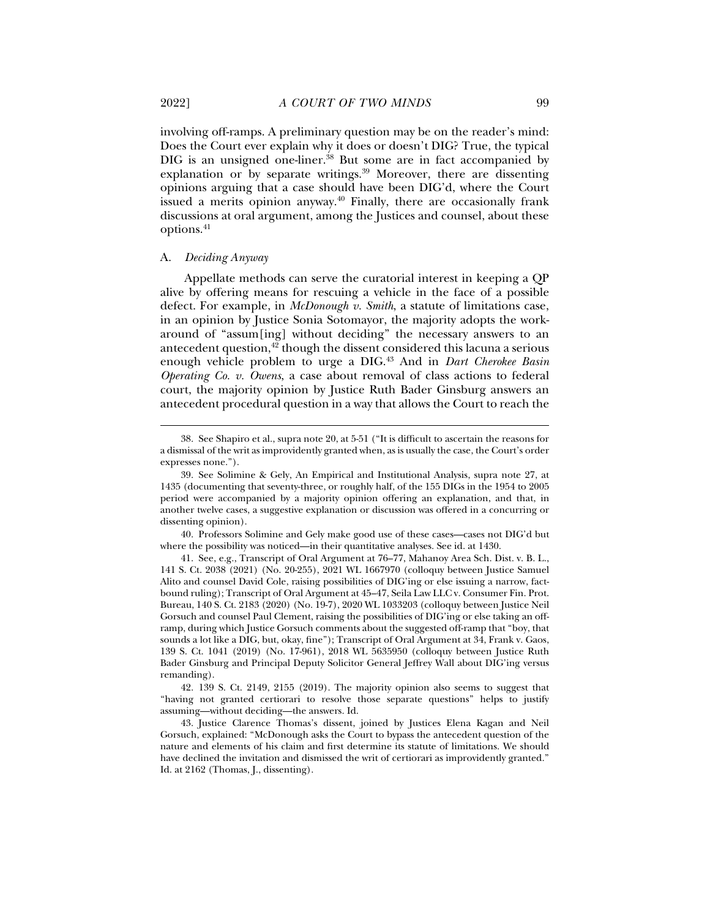involving off-ramps. A preliminary question may be on the reader's mind: Does the Court ever explain why it does or doesn't DIG? True, the typical DIG is an unsigned one-liner.[38] But some are in fact accompanied by explanation or by separate writings.[39] Moreover, there are dissenting opinions arguing that a case should have been DIG'd, where the Court issued a merits opinion anyway.[40] Finally, there are occasionally frank discussions at oral argument, among the Justices and counsel, about these options.[41]

### A. *Deciding Anyway*

Appellate methods can serve the curatorial interest in keeping a QP alive by offering means for rescuing a vehicle in the face of a possible defect. For example, in *McDonough v. Smith*, a statute of limitations case, in an opinion by Justice Sonia Sotomayor, the majority adopts the work-around of "assum[ing] without deciding" the necessary answers to an antecedent question,[42] though the dissent considered this lacuna a serious enough vehicle problem to urge a DIG.[43] And in *Dart Cherokee Basin Operating Co. v. Owens*, a case about removal of class actions to federal court, the majority opinion by Justice Ruth Bader Ginsburg answers an antecedent procedural question in a way that allows the Court to reach the

---

38. See Shapiro et al., supra note 20, at 5-51 ("It is difficult to ascertain the reasons for a dismissal of the writ as improvidently granted when, as is usually the case, the Court's order expresses none.").

39. See Solimine & Gely, An Empirical and Institutional Analysis, supra note 27, at 1435 (documenting that seventy-three, or roughly half, of the 155 DIGs in the 1954 to 2005 period were accompanied by a majority opinion offering an explanation, and that, in another twelve cases, a suggestive explanation or discussion was offered in a concurring or dissenting opinion).

40. Professors Solimine and Gely make good use of these cases—cases not DIG'd but where the possibility was noticed—in their quantitative analyses. See id. at 1430.

41. See, e.g., Transcript of Oral Argument at 76–77, Mahanoy Area Sch. Dist. v. B. L., 141 S. Ct. 2038 (2021) (No. 20-255), 2021 WL 1667970 (colloquy between Justice Samuel Alito and counsel David Cole, raising possibilities of DIG'ing or else issuing a narrow, fact-bound ruling); Transcript of Oral Argument at 45–47, Seila Law LLC v. Consumer Fin. Prot. Bureau, 140 S. Ct. 2183 (2020) (No. 19-7), 2020 WL 1033203 (colloquy between Justice Neil Gorsuch and counsel Paul Clement, raising the possibilities of DIG'ing or else taking an off-ramp, during which Justice Gorsuch comments about the suggested off-ramp that "boy, that sounds a lot like a DIG, but, okay, fine"); Transcript of Oral Argument at 34, Frank v. Gaos, 139 S. Ct. 1041 (2019) (No. 17-961), 2018 WL 5635950 (colloquy between Justice Ruth Bader Ginsburg and Principal Deputy Solicitor General Jeffrey Wall about DIG'ing versus remanding).

42. 139 S. Ct. 2149, 2155 (2019). The majority opinion also seems to suggest that "having not granted certiorari to resolve those separate questions" helps to justify assuming—without deciding—the answers. Id.

43. Justice Clarence Thomas's dissent, joined by Justices Elena Kagan and Neil Gorsuch, explained: "McDonough asks the Court to bypass the antecedent question of the nature and elements of his claim and first determine its statute of limitations. We should have declined the invitation and dismissed the writ of certiorari as improvidently granted." Id. at 2162 (Thomas, J., dissenting).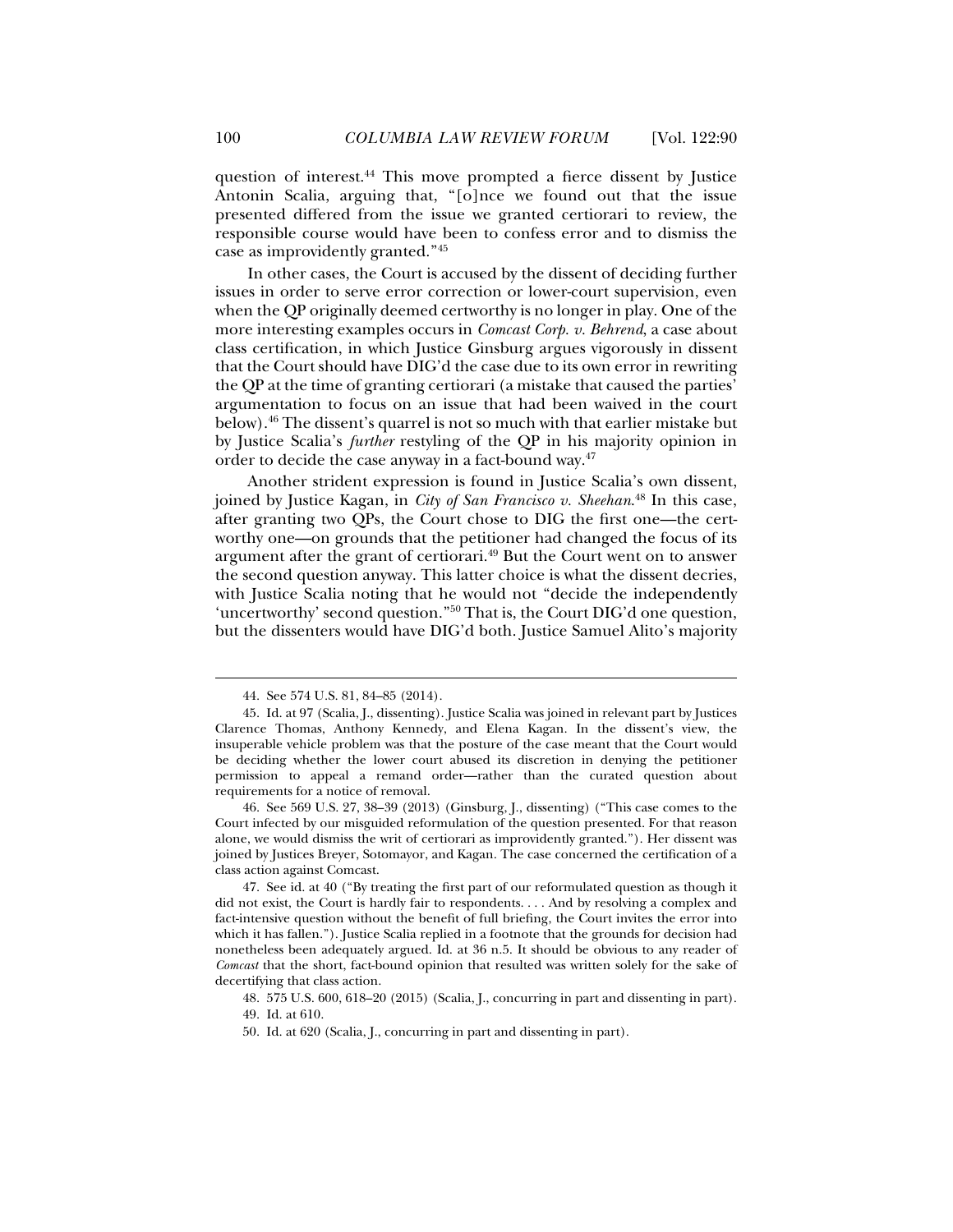question of interest.[44] This move prompted a fierce dissent by Justice Antonin Scalia, arguing that, "[o]nce we found out that the issue presented differed from the issue we granted certiorari to review, the responsible course would have been to confess error and to dismiss the case as improvidently granted."[45]

In other cases, the Court is accused by the dissent of deciding further issues in order to serve error correction or lower-court supervision, even when the QP originally deemed certworthy is no longer in play. One of the more interesting examples occurs in *Comcast Corp. v. Behrend*, a case about class certification, in which Justice Ginsburg argues vigorously in dissent that the Court should have DIG'd the case due to its own error in rewriting the QP at the time of granting certiorari (a mistake that caused the parties' argumentation to focus on an issue that had been waived in the court below).[46] The dissent's quarrel is not so much with that earlier mistake but by Justice Scalia's *further* restyling of the QP in his majority opinion in order to decide the case anyway in a fact-bound way.[47]

Another strident expression is found in Justice Scalia's own dissent, joined by Justice Kagan, in *City of San Francisco v. Sheehan*.[48] In this case, after granting two QPs, the Court chose to DIG the first one—the cert-worthy one—on grounds that the petitioner had changed the focus of its argument after the grant of certiorari.[49] But the Court went on to answer the second question anyway. This latter choice is what the dissent decries, with Justice Scalia noting that he would not "decide the independently 'uncertworthy' second question."[50] That is, the Court DIG'd one question, but the dissenters would have DIG'd both. Justice Samuel Alito's majority

---

44. See 574 U.S. 81, 84–85 (2014).

45. Id. at 97 (Scalia, J., dissenting). Justice Scalia was joined in relevant part by Justices Clarence Thomas, Anthony Kennedy, and Elena Kagan. In the dissent's view, the insuperable vehicle problem was that the posture of the case meant that the Court would be deciding whether the lower court abused its discretion in denying the petitioner permission to appeal a remand order—rather than the curated question about requirements for a notice of removal.

46. See 569 U.S. 27, 38–39 (2013) (Ginsburg, J., dissenting) ("This case comes to the Court infected by our misguided reformulation of the question presented. For that reason alone, we would dismiss the writ of certiorari as improvidently granted."). Her dissent was joined by Justices Breyer, Sotomayor, and Kagan. The case concerned the certification of a class action against Comcast.

47. See id. at 40 ("By treating the first part of our reformulated question as though it did not exist, the Court is hardly fair to respondents. . . . And by resolving a complex and fact-intensive question without the benefit of full briefing, the Court invites the error into which it has fallen."). Justice Scalia replied in a footnote that the grounds for decision had nonetheless been adequately argued. Id. at 36 n.5. It should be obvious to any reader of *Comcast* that the short, fact-bound opinion that resulted was written solely for the sake of decertifying that class action.

48. 575 U.S. 600, 618–20 (2015) (Scalia, J., concurring in part and dissenting in part).

49. Id. at 610.

50. Id. at 620 (Scalia, J., concurring in part and dissenting in part).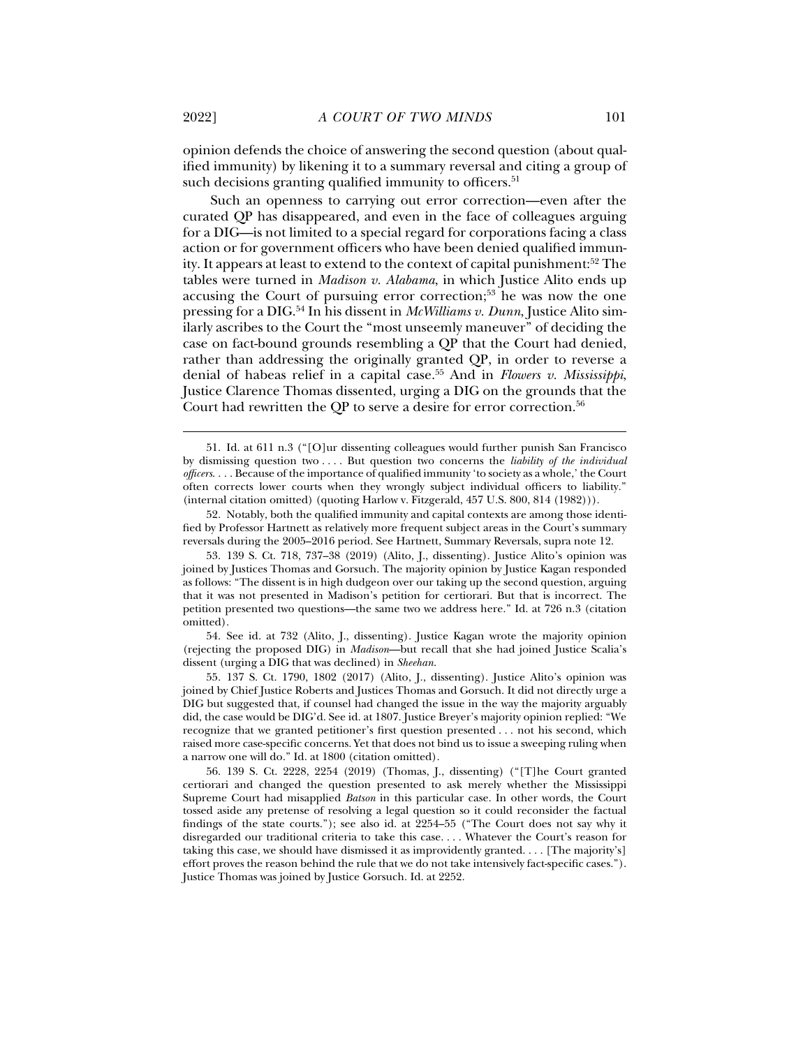opinion defends the choice of answering the second question (about qualified immunity) by likening it to a summary reversal and citing a group of such decisions granting qualified immunity to officers.[51]

Such an openness to carrying out error correction—even after the curated QP has disappeared, and even in the face of colleagues arguing for a DIG—is not limited to a special regard for corporations facing a class action or for government officers who have been denied qualified immunity. It appears at least to extend to the context of capital punishment:[52] The tables were turned in *Madison v. Alabama*, in which Justice Alito ends up accusing the Court of pursuing error correction;[53] he was now the one pressing for a DIG.[54] In his dissent in *McWilliams v. Dunn*, Justice Alito similarly ascribes to the Court the "most unseemly maneuver" of deciding the case on fact-bound grounds resembling a QP that the Court had denied, rather than addressing the originally granted QP, in order to reverse a denial of habeas relief in a capital case.[55] And in *Flowers v. Mississippi*, Justice Clarence Thomas dissented, urging a DIG on the grounds that the Court had rewritten the QP to serve a desire for error correction.[56]

---

51. Id. at 611 n.3 ("[O]ur dissenting colleagues would further punish San Francisco by dismissing question two . . . . But question two concerns the *liability of the individual officers*. . . . Because of the importance of qualified immunity 'to society as a whole,' the Court often corrects lower courts when they wrongly subject individual officers to liability." (internal citation omitted) (quoting Harlow v. Fitzgerald, 457 U.S. 800, 814 (1982))).

52. Notably, both the qualified immunity and capital contexts are among those identified by Professor Hartnett as relatively more frequent subject areas in the Court's summary reversals during the 2005–2016 period. See Hartnett, Summary Reversals, supra note 12.

53. 139 S. Ct. 718, 737–38 (2019) (Alito, J., dissenting). Justice Alito's opinion was joined by Justices Thomas and Gorsuch. The majority opinion by Justice Kagan responded as follows: "The dissent is in high dudgeon over our taking up the second question, arguing that it was not presented in Madison's petition for certiorari. But that is incorrect. The petition presented two questions—the same two we address here." Id. at 726 n.3 (citation omitted).

54. See id. at 732 (Alito, J., dissenting). Justice Kagan wrote the majority opinion (rejecting the proposed DIG) in *Madison*—but recall that she had joined Justice Scalia's dissent (urging a DIG that was declined) in *Sheehan*.

55. 137 S. Ct. 1790, 1802 (2017) (Alito, J., dissenting). Justice Alito's opinion was joined by Chief Justice Roberts and Justices Thomas and Gorsuch. It did not directly urge a DIG but suggested that, if counsel had changed the issue in the way the majority arguably did, the case would be DIG'd. See id. at 1807. Justice Breyer's majority opinion replied: "We recognize that we granted petitioner's first question presented . . . not his second, which raised more case-specific concerns. Yet that does not bind us to issue a sweeping ruling when a narrow one will do." Id. at 1800 (citation omitted).

56. 139 S. Ct. 2228, 2254 (2019) (Thomas, J., dissenting) ("[T]he Court granted certiorari and changed the question presented to ask merely whether the Mississippi Supreme Court had misapplied *Batson* in this particular case. In other words, the Court tossed aside any pretense of resolving a legal question so it could reconsider the factual findings of the state courts."); see also id. at 2254–55 ("The Court does not say why it disregarded our traditional criteria to take this case. . . . Whatever the Court's reason for taking this case, we should have dismissed it as improvidently granted. . . . [The majority's] effort proves the reason behind the rule that we do not take intensively fact-specific cases."). Justice Thomas was joined by Justice Gorsuch. Id. at 2252.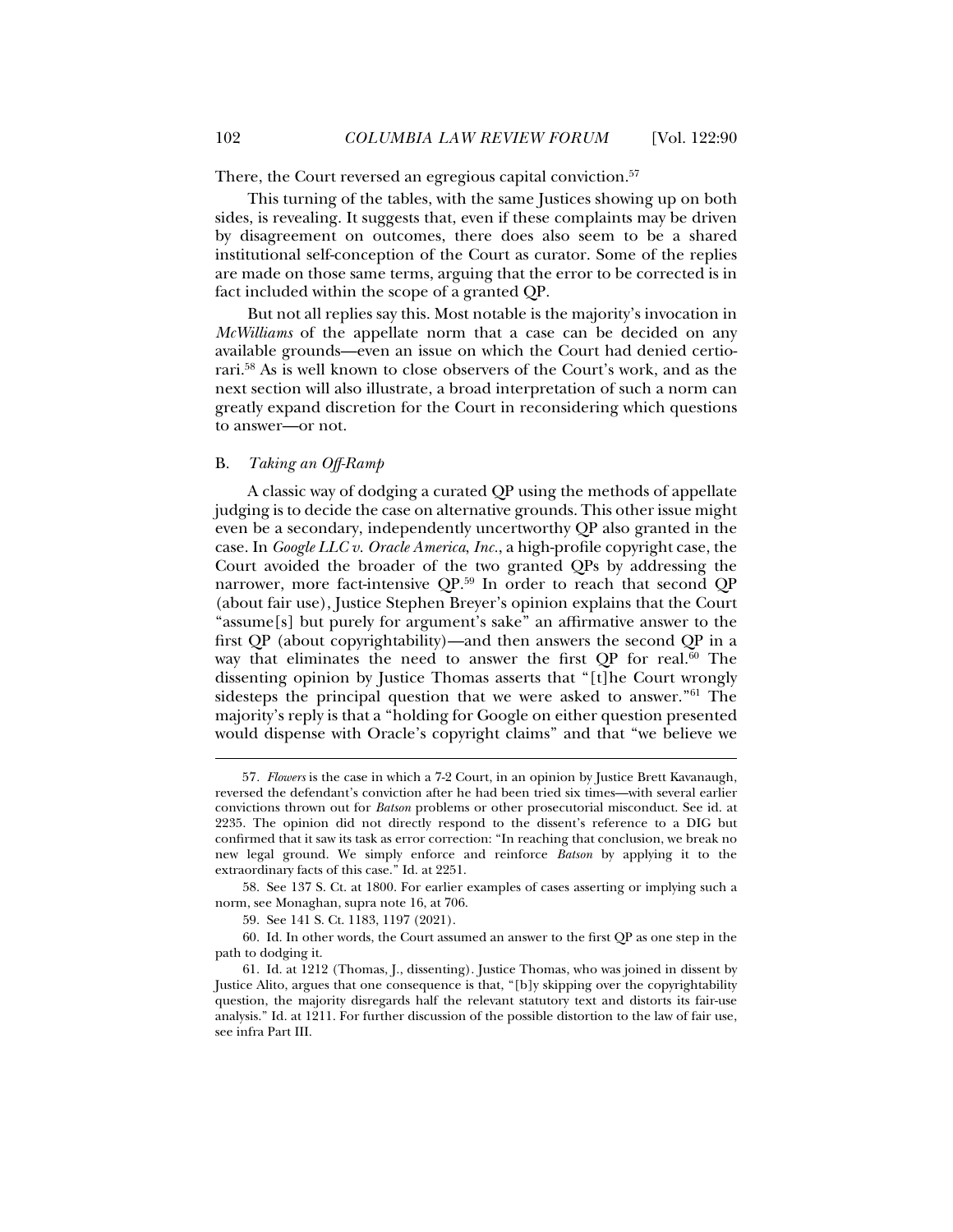There, the Court reversed an egregious capital conviction.[57]

This turning of the tables, with the same Justices showing up on both sides, is revealing. It suggests that, even if these complaints may be driven by disagreement on outcomes, there does also seem to be a shared institutional self-conception of the Court as curator. Some of the replies are made on those same terms, arguing that the error to be corrected is in fact included within the scope of a granted QP.

But not all replies say this. Most notable is the majority's invocation in *McWilliams* of the appellate norm that a case can be decided on any available grounds—even an issue on which the Court had denied certiorari.[58] As is well known to close observers of the Court's work, and as the next section will also illustrate, a broad interpretation of such a norm can greatly expand discretion for the Court in reconsidering which questions to answer—or not.

### B. *Taking an Off-Ramp*

A classic way of dodging a curated QP using the methods of appellate judging is to decide the case on alternative grounds. This other issue might even be a secondary, independently uncertworthy QP also granted in the case. In *Google LLC v. Oracle America, Inc.*, a high-profile copyright case, the Court avoided the broader of the two granted QPs by addressing the narrower, more fact-intensive QP.[59] In order to reach that second QP (about fair use), Justice Stephen Breyer's opinion explains that the Court "assume[s] but purely for argument's sake" an affirmative answer to the first QP (about copyrightability)—and then answers the second QP in a way that eliminates the need to answer the first QP for real.[60] The dissenting opinion by Justice Thomas asserts that "[t]he Court wrongly sidesteps the principal question that we were asked to answer."[61] The majority's reply is that a "holding for Google on either question presented would dispense with Oracle's copyright claims" and that "we believe we

---

57. *Flowers* is the case in which a 7-2 Court, in an opinion by Justice Brett Kavanaugh, reversed the defendant's conviction after he had been tried six times—with several earlier convictions thrown out for *Batson* problems or other prosecutorial misconduct. See id. at 2235. The opinion did not directly respond to the dissent's reference to a DIG but confirmed that it saw its task as error correction: "In reaching that conclusion, we break no new legal ground. We simply enforce and reinforce *Batson* by applying it to the extraordinary facts of this case." Id. at 2251.

58. See 137 S. Ct. at 1800. For earlier examples of cases asserting or implying such a norm, see Monaghan, supra note 16, at 706.

59. See 141 S. Ct. 1183, 1197 (2021).

60. Id. In other words, the Court assumed an answer to the first QP as one step in the path to dodging it.

61. Id. at 1212 (Thomas, J., dissenting). Justice Thomas, who was joined in dissent by Justice Alito, argues that one consequence is that, "[b]y skipping over the copyrightability question, the majority disregards half the relevant statutory text and distorts its fair-use analysis." Id. at 1211. For further discussion of the possible distortion to the law of fair use, see infra Part III.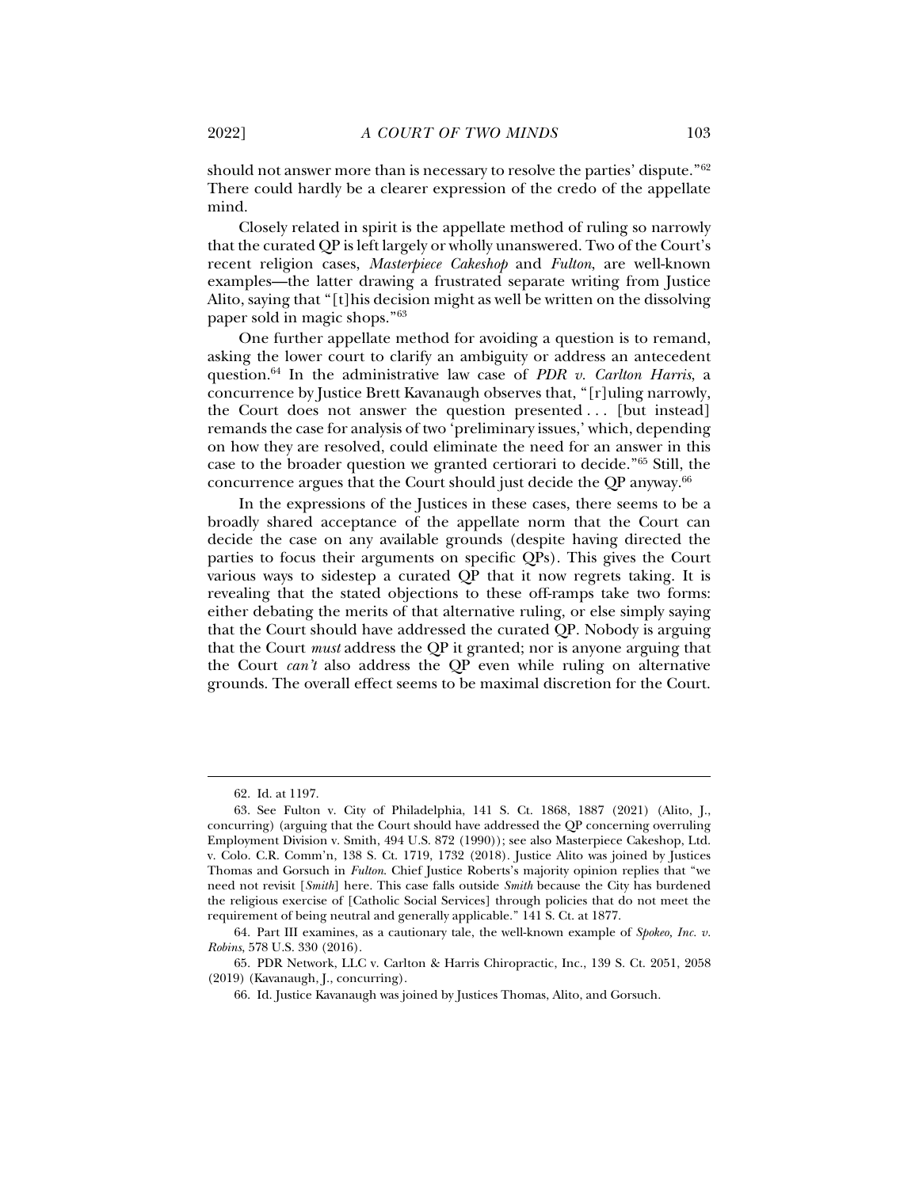should not answer more than is necessary to resolve the parties' dispute."[62] There could hardly be a clearer expression of the credo of the appellate mind.

Closely related in spirit is the appellate method of ruling so narrowly that the curated QP is left largely or wholly unanswered. Two of the Court's recent religion cases, *Masterpiece Cakeshop* and *Fulton*, are well-known examples—the latter drawing a frustrated separate writing from Justice Alito, saying that "[t]his decision might as well be written on the dissolving paper sold in magic shops."[63]

One further appellate method for avoiding a question is to remand, asking the lower court to clarify an ambiguity or address an antecedent question.[64] In the administrative law case of *PDR v. Carlton Harris*, a concurrence by Justice Brett Kavanaugh observes that, "[r]uling narrowly, the Court does not answer the question presented . . . [but instead] remands the case for analysis of two 'preliminary issues,' which, depending on how they are resolved, could eliminate the need for an answer in this case to the broader question we granted certiorari to decide."[65] Still, the concurrence argues that the Court should just decide the QP anyway.[66]

In the expressions of the Justices in these cases, there seems to be a broadly shared acceptance of the appellate norm that the Court can decide the case on any available grounds (despite having directed the parties to focus their arguments on specific QPs). This gives the Court various ways to sidestep a curated QP that it now regrets taking. It is revealing that the stated objections to these off-ramps take two forms: either debating the merits of that alternative ruling, or else simply saying that the Court should have addressed the curated QP. Nobody is arguing that the Court *must* address the QP it granted; nor is anyone arguing that the Court *can't* also address the QP even while ruling on alternative grounds. The overall effect seems to be maximal discretion for the Court.

---

62. Id. at 1197.

63. See Fulton v. City of Philadelphia, 141 S. Ct. 1868, 1887 (2021) (Alito, J., concurring) (arguing that the Court should have addressed the QP concerning overruling Employment Division v. Smith, 494 U.S. 872 (1990)); see also Masterpiece Cakeshop, Ltd. v. Colo. C.R. Comm'n, 138 S. Ct. 1719, 1732 (2018). Justice Alito was joined by Justices Thomas and Gorsuch in *Fulton*. Chief Justice Roberts's majority opinion replies that "we need not revisit [*Smith*] here. This case falls outside *Smith* because the City has burdened the religious exercise of [Catholic Social Services] through policies that do not meet the requirement of being neutral and generally applicable." 141 S. Ct. at 1877.

64. Part III examines, as a cautionary tale, the well-known example of *Spokeo, Inc. v. Robins*, 578 U.S. 330 (2016).

65. PDR Network, LLC v. Carlton & Harris Chiropractic, Inc., 139 S. Ct. 2051, 2058 (2019) (Kavanaugh, J., concurring).

66. Id. Justice Kavanaugh was joined by Justices Thomas, Alito, and Gorsuch.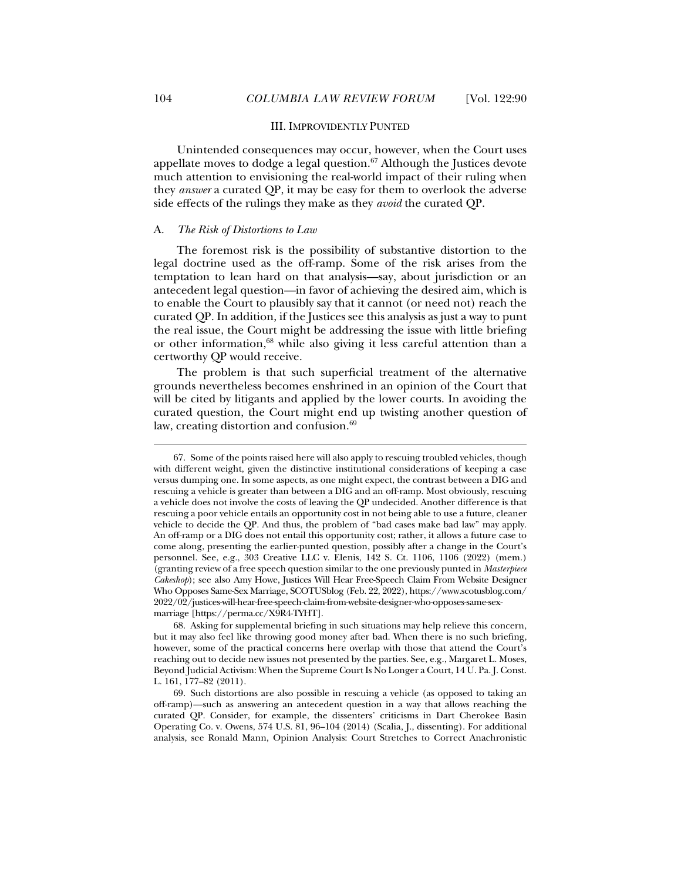## III. IMPROVIDENTLY PUNTED

Unintended consequences may occur, however, when the Court uses appellate moves to dodge a legal question.[67] Although the Justices devote much attention to envisioning the real-world impact of their ruling when they *answer* a curated QP, it may be easy for them to overlook the adverse side effects of the rulings they make as they *avoid* the curated QP.

### A. *The Risk of Distortions to Law*

The foremost risk is the possibility of substantive distortion to the legal doctrine used as the off-ramp. Some of the risk arises from the temptation to lean hard on that analysis—say, about jurisdiction or an antecedent legal question—in favor of achieving the desired aim, which is to enable the Court to plausibly say that it cannot (or need not) reach the curated QP. In addition, if the Justices see this analysis as just a way to punt the real issue, the Court might be addressing the issue with little briefing or other information,[68] while also giving it less careful attention than a certworthy QP would receive.

The problem is that such superficial treatment of the alternative grounds nevertheless becomes enshrined in an opinion of the Court that will be cited by litigants and applied by the lower courts. In avoiding the curated question, the Court might end up twisting another question of law, creating distortion and confusion.[69]

---

67. Some of the points raised here will also apply to rescuing troubled vehicles, though with different weight, given the distinctive institutional considerations of keeping a case versus dumping one. In some aspects, as one might expect, the contrast between a DIG and rescuing a vehicle is greater than between a DIG and an off-ramp. Most obviously, rescuing a vehicle does not involve the costs of leaving the QP undecided. Another difference is that rescuing a poor vehicle entails an opportunity cost in not being able to use a future, cleaner vehicle to decide the QP. And thus, the problem of "bad cases make bad law" may apply. An off-ramp or a DIG does not entail this opportunity cost; rather, it allows a future case to come along, presenting the earlier-punted question, possibly after a change in the Court's personnel. See, e.g., 303 Creative LLC v. Elenis, 142 S. Ct. 1106, 1106 (2022) (mem.) (granting review of a free speech question similar to the one previously punted in *Masterpiece Cakeshop*); see also Amy Howe, Justices Will Hear Free-Speech Claim From Website Designer Who Opposes Same-Sex Marriage, SCOTUSblog (Feb. 22, 2022), https://www.scotusblog.com/2022/02/justices-will-hear-free-speech-claim-from-website-designer-who-opposes-same-sex-marriage [https://perma.cc/X9R4-TYHT].

68. Asking for supplemental briefing in such situations may help relieve this concern, but it may also feel like throwing good money after bad. When there is no such briefing, however, some of the practical concerns here overlap with those that attend the Court's reaching out to decide new issues not presented by the parties. See, e.g., Margaret L. Moses, Beyond Judicial Activism: When the Supreme Court Is No Longer a Court, 14 U. Pa. J. Const. L. 161, 177–82 (2011).

69. Such distortions are also possible in rescuing a vehicle (as opposed to taking an off-ramp)—such as answering an antecedent question in a way that allows reaching the curated QP. Consider, for example, the dissenters' criticisms in Dart Cherokee Basin Operating Co. v. Owens, 574 U.S. 81, 96–104 (2014) (Scalia, J., dissenting). For additional analysis, see Ronald Mann, Opinion Analysis: Court Stretches to Correct Anachronistic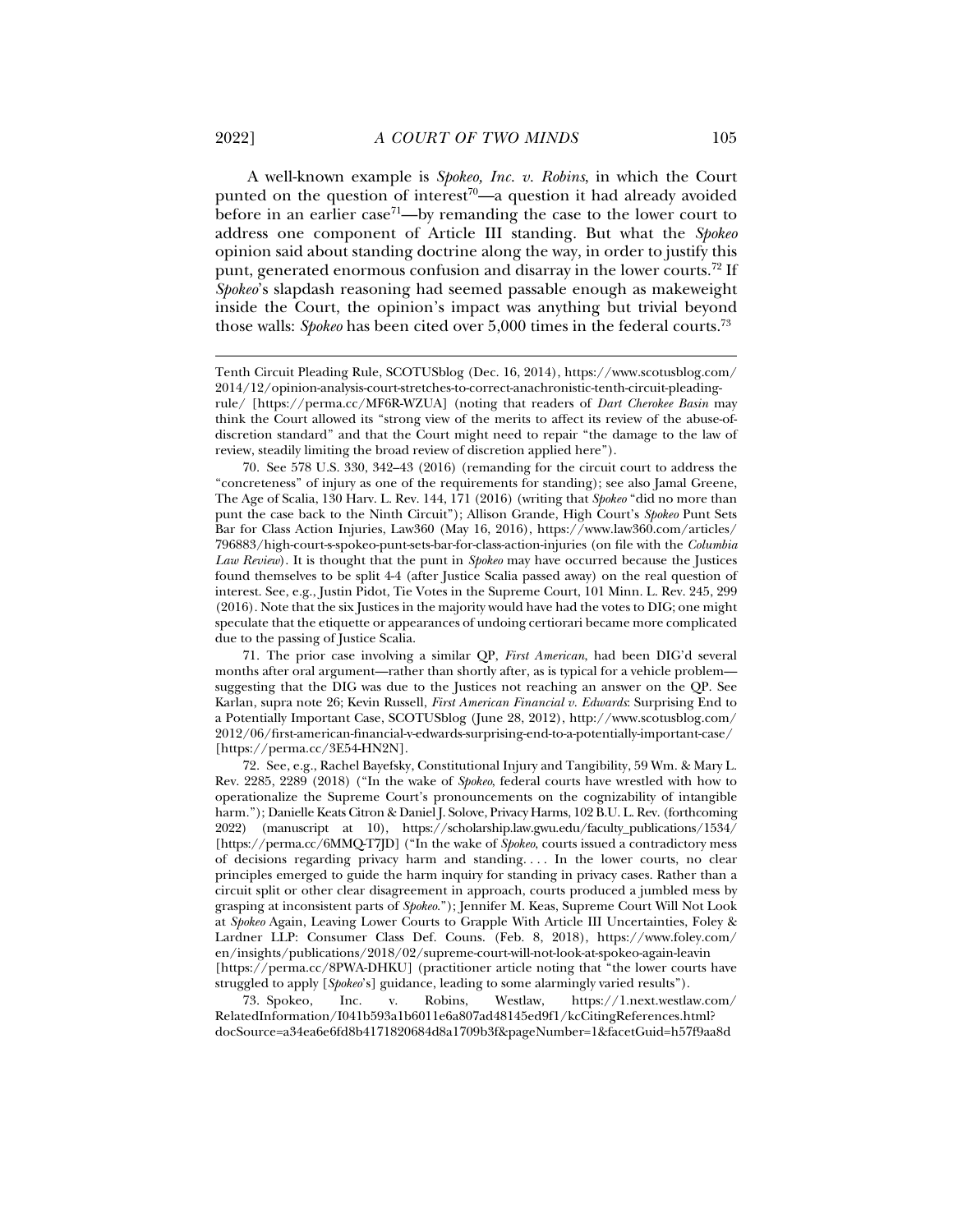A well-known example is *Spokeo, Inc. v. Robins*, in which the Court punted on the question of interest[70]—a question it had already avoided before in an earlier case[71]—by remanding the case to the lower court to address one component of Article III standing. But what the *Spokeo* opinion said about standing doctrine along the way, in order to justify this punt, generated enormous confusion and disarray in the lower courts.[72] If *Spokeo*'s slapdash reasoning had seemed passable enough as makeweight inside the Court, the opinion's impact was anything but trivial beyond those walls: *Spokeo* has been cited over 5,000 times in the federal courts.[73]

---

Tenth Circuit Pleading Rule, SCOTUSblog (Dec. 16, 2014), https://www.scotusblog.com/2014/12/opinion-analysis-court-stretches-to-correct-anachronistic-tenth-circuit-pleading-rule/ [https://perma.cc/MF6R-WZUA] (noting that readers of *Dart Cherokee Basin* may think the Court allowed its "strong view of the merits to affect its review of the abuse-of-discretion standard" and that the Court might need to repair "the damage to the law of review, steadily limiting the broad review of discretion applied here").

70. See 578 U.S. 330, 342–43 (2016) (remanding for the circuit court to address the "concreteness" of injury as one of the requirements for standing); see also Jamal Greene, The Age of Scalia, 130 Harv. L. Rev. 144, 171 (2016) (writing that *Spokeo* "did no more than punt the case back to the Ninth Circuit"); Allison Grande, High Court's *Spokeo* Punt Sets Bar for Class Action Injuries, Law360 (May 16, 2016), https://www.law360.com/articles/796883/high-court-s-spokeo-punt-sets-bar-for-class-action-injuries (on file with the *Columbia Law Review*). It is thought that the punt in *Spokeo* may have occurred because the Justices found themselves to be split 4-4 (after Justice Scalia passed away) on the real question of interest. See, e.g., Justin Pidot, Tie Votes in the Supreme Court, 101 Minn. L. Rev. 245, 299 (2016). Note that the six Justices in the majority would have had the votes to DIG; one might speculate that the etiquette or appearances of undoing certiorari became more complicated due to the passing of Justice Scalia.

71. The prior case involving a similar QP, *First American*, had been DIG'd several months after oral argument—rather than shortly after, as is typical for a vehicle problem—suggesting that the DIG was due to the Justices not reaching an answer on the QP. See Karlan, supra note 26; Kevin Russell, *First American Financial v. Edwards*: Surprising End to a Potentially Important Case, SCOTUSblog (June 28, 2012), http://www.scotusblog.com/2012/06/first-american-financial-v-edwards-surprising-end-to-a-potentially-important-case/ [https://perma.cc/3E54-HN2N].

72. See, e.g., Rachel Bayefsky, Constitutional Injury and Tangibility, 59 Wm. & Mary L. Rev. 2285, 2289 (2018) ("In the wake of *Spokeo*, federal courts have wrestled with how to operationalize the Supreme Court's pronouncements on the cognizability of intangible harm."); Danielle Keats Citron & Daniel J. Solove, Privacy Harms, 102 B.U. L. Rev. (forthcoming 2022) (manuscript at 10), https://scholarship.law.gwu.edu/faculty_publications/1534/ [https://perma.cc/6MMQ-T7JD] ("In the wake of *Spokeo*, courts issued a contradictory mess of decisions regarding privacy harm and standing. . . . In the lower courts, no clear principles emerged to guide the harm inquiry for standing in privacy cases. Rather than a circuit split or other clear disagreement in approach, courts produced a jumbled mess by grasping at inconsistent parts of *Spokeo*."); Jennifer M. Keas, Supreme Court Will Not Look at *Spokeo* Again, Leaving Lower Courts to Grapple With Article III Uncertainties, Foley & Lardner LLP: Consumer Class Def. Couns. (Feb. 8, 2018), https://www.foley.com/en/insights/publications/2018/02/supreme-court-will-not-look-at-spokeo-again-leavin [https://perma.cc/8PWA-DHKU] (practitioner article noting that "the lower courts have struggled to apply [*Spokeo*'s] guidance, leading to some alarmingly varied results").

73. Spokeo, Inc. v. Robins, Westlaw, https://1.next.westlaw.com/RelatedInformation/I041b593a1b6011e6a807ad48145ed9f1/kcCitingReferences.html?docSource=a34ea6e6fd8b4171820684d8a1709b3f&pageNumber=1&facetGuid=h57f9aa8d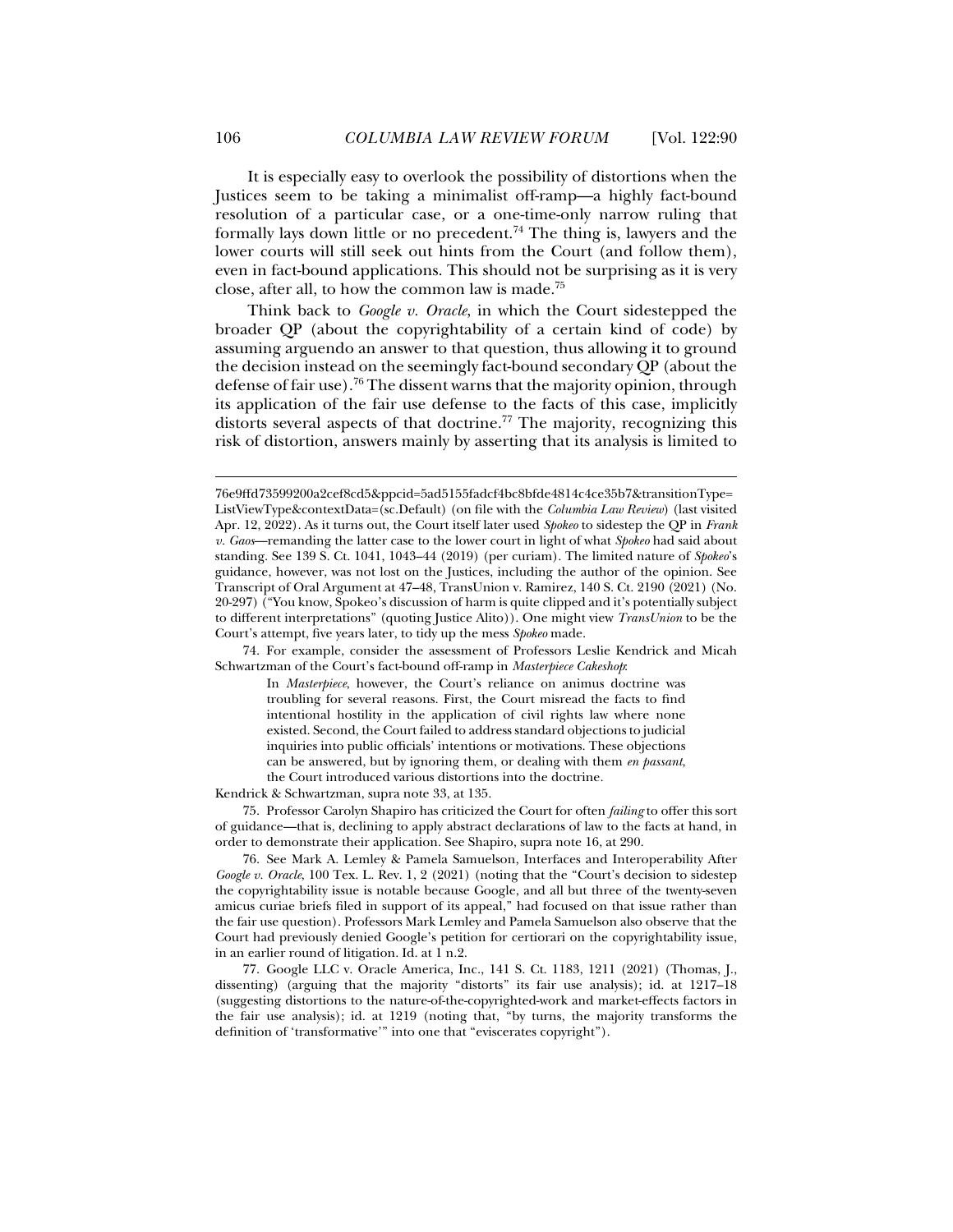It is especially easy to overlook the possibility of distortions when the Justices seem to be taking a minimalist off-ramp—a highly fact-bound resolution of a particular case, or a one-time-only narrow ruling that formally lays down little or no precedent.[74] The thing is, lawyers and the lower courts will still seek out hints from the Court (and follow them), even in fact-bound applications. This should not be surprising as it is very close, after all, to how the common law is made.[75]

Think back to *Google v. Oracle*, in which the Court sidestepped the broader QP (about the copyrightability of a certain kind of code) by assuming arguendo an answer to that question, thus allowing it to ground the decision instead on the seemingly fact-bound secondary QP (about the defense of fair use).[76] The dissent warns that the majority opinion, through its application of the fair use defense to the facts of this case, implicitly distorts several aspects of that doctrine.[77] The majority, recognizing this risk of distortion, answers mainly by asserting that its analysis is limited to

---

76e9ffd73599200a2cef8cd5&ppcid=5ad5155fadcf4bc8bfde4814c4ce35b7&transitionType=ListViewType&contextData=(sc.Default) (on file with the *Columbia Law Review*) (last visited Apr. 12, 2022). As it turns out, the Court itself later used *Spokeo* to sidestep the QP in *Frank v. Gaos*—remanding the latter case to the lower court in light of what *Spokeo* had said about standing. See 139 S. Ct. 1041, 1043–44 (2019) (per curiam). The limited nature of *Spokeo*'s guidance, however, was not lost on the Justices, including the author of the opinion. See Transcript of Oral Argument at 47–48, TransUnion v. Ramirez, 140 S. Ct. 2190 (2021) (No. 20-297) ("You know, Spokeo's discussion of harm is quite clipped and it's potentially subject to different interpretations" (quoting Justice Alito)). One might view *TransUnion* to be the Court's attempt, five years later, to tidy up the mess *Spokeo* made.

74. For example, consider the assessment of Professors Leslie Kendrick and Micah Schwartzman of the Court's fact-bound off-ramp in *Masterpiece Cakeshop*:

> In *Masterpiece*, however, the Court's reliance on animus doctrine was troubling for several reasons. First, the Court misread the facts to find intentional hostility in the application of civil rights law where none existed. Second, the Court failed to address standard objections to judicial inquiries into public officials' intentions or motivations. These objections can be answered, but by ignoring them, or dealing with them *en passant*, the Court introduced various distortions into the doctrine.

Kendrick & Schwartzman, supra note 33, at 135.

75. Professor Carolyn Shapiro has criticized the Court for often *failing* to offer this sort of guidance—that is, declining to apply abstract declarations of law to the facts at hand, in order to demonstrate their application. See Shapiro, supra note 16, at 290.

76. See Mark A. Lemley & Pamela Samuelson, Interfaces and Interoperability After *Google v. Oracle*, 100 Tex. L. Rev. 1, 2 (2021) (noting that the "Court's decision to sidestep the copyrightability issue is notable because Google, and all but three of the twenty-seven amicus curiae briefs filed in support of its appeal," had focused on that issue rather than the fair use question). Professors Mark Lemley and Pamela Samuelson also observe that the Court had previously denied Google's petition for certiorari on the copyrightability issue, in an earlier round of litigation. Id. at 1 n.2.

77. Google LLC v. Oracle America, Inc., 141 S. Ct. 1183, 1211 (2021) (Thomas, J., dissenting) (arguing that the majority "distorts" its fair use analysis); id. at 1217–18 (suggesting distortions to the nature-of-the-copyrighted-work and market-effects factors in the fair use analysis); id. at 1219 (noting that, "by turns, the majority transforms the definition of 'transformative'" into one that "eviscerates copyright").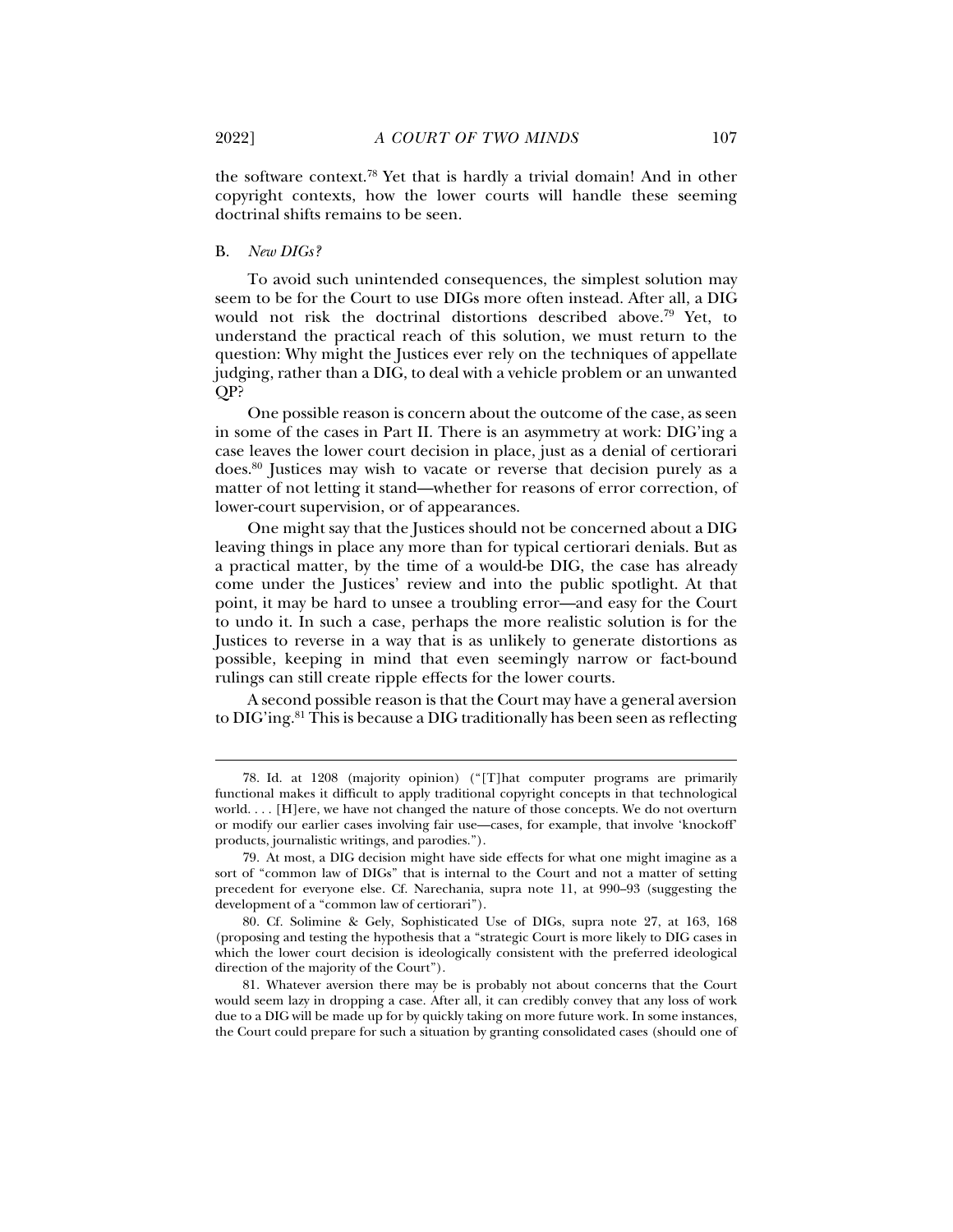the software context.[78] Yet that is hardly a trivial domain! And in other copyright contexts, how the lower courts will handle these seeming doctrinal shifts remains to be seen.

### B. *New DIGs?*

To avoid such unintended consequences, the simplest solution may seem to be for the Court to use DIGs more often instead. After all, a DIG would not risk the doctrinal distortions described above.[79] Yet, to understand the practical reach of this solution, we must return to the question: Why might the Justices ever rely on the techniques of appellate judging, rather than a DIG, to deal with a vehicle problem or an unwanted QP?

One possible reason is concern about the outcome of the case, as seen in some of the cases in Part II. There is an asymmetry at work: DIG'ing a case leaves the lower court decision in place, just as a denial of certiorari does.[80] Justices may wish to vacate or reverse that decision purely as a matter of not letting it stand—whether for reasons of error correction, of lower-court supervision, or of appearances.

One might say that the Justices should not be concerned about a DIG leaving things in place any more than for typical certiorari denials. But as a practical matter, by the time of a would-be DIG, the case has already come under the Justices' review and into the public spotlight. At that point, it may be hard to unsee a troubling error—and easy for the Court to undo it. In such a case, perhaps the more realistic solution is for the Justices to reverse in a way that is as unlikely to generate distortions as possible, keeping in mind that even seemingly narrow or fact-bound rulings can still create ripple effects for the lower courts.

A second possible reason is that the Court may have a general aversion to DIG'ing.[81] This is because a DIG traditionally has been seen as reflecting

---

78. Id. at 1208 (majority opinion) ("[T]hat computer programs are primarily functional makes it difficult to apply traditional copyright concepts in that technological world. . . . [H]ere, we have not changed the nature of those concepts. We do not overturn or modify our earlier cases involving fair use—cases, for example, that involve 'knockoff' products, journalistic writings, and parodies.").

79. At most, a DIG decision might have side effects for what one might imagine as a sort of "common law of DIGs" that is internal to the Court and not a matter of setting precedent for everyone else. Cf. Narechania, supra note 11, at 990–93 (suggesting the development of a "common law of certiorari").

80. Cf. Solimine & Gely, Sophisticated Use of DIGs, supra note 27, at 163, 168 (proposing and testing the hypothesis that a "strategic Court is more likely to DIG cases in which the lower court decision is ideologically consistent with the preferred ideological direction of the majority of the Court").

81. Whatever aversion there may be is probably not about concerns that the Court would seem lazy in dropping a case. After all, it can credibly convey that any loss of work due to a DIG will be made up for by quickly taking on more future work. In some instances, the Court could prepare for such a situation by granting consolidated cases (should one of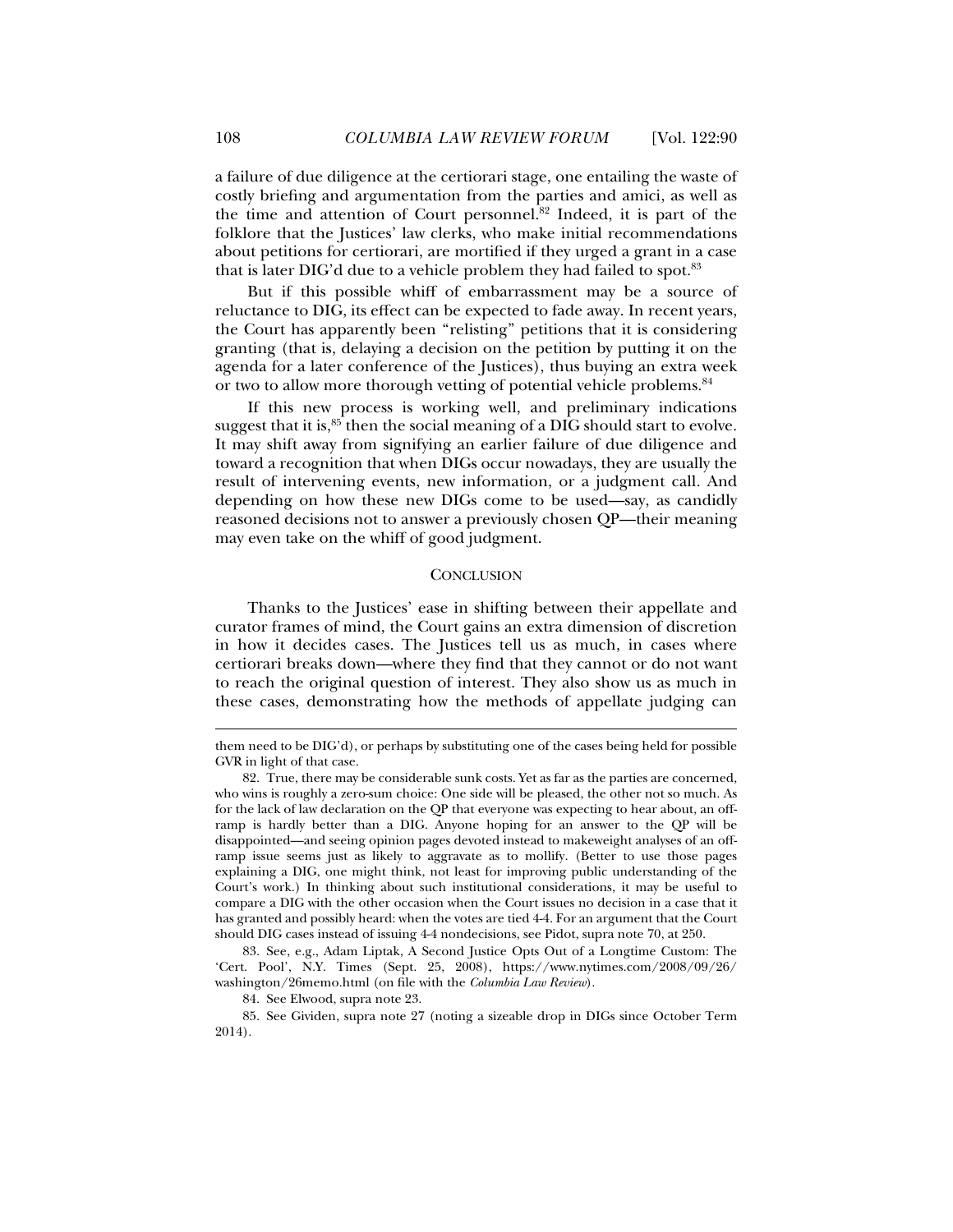a failure of due diligence at the certiorari stage, one entailing the waste of costly briefing and argumentation from the parties and amici, as well as the time and attention of Court personnel.[82] Indeed, it is part of the folklore that the Justices' law clerks, who make initial recommendations about petitions for certiorari, are mortified if they urged a grant in a case that is later DIG'd due to a vehicle problem they had failed to spot.[83]

But if this possible whiff of embarrassment may be a source of reluctance to DIG, its effect can be expected to fade away. In recent years, the Court has apparently been "relisting" petitions that it is considering granting (that is, delaying a decision on the petition by putting it on the agenda for a later conference of the Justices), thus buying an extra week or two to allow more thorough vetting of potential vehicle problems.[84]

If this new process is working well, and preliminary indications suggest that it is,[85] then the social meaning of a DIG should start to evolve. It may shift away from signifying an earlier failure of due diligence and toward a recognition that when DIGs occur nowadays, they are usually the result of intervening events, new information, or a judgment call. And depending on how these new DIGs come to be used—say, as candidly reasoned decisions not to answer a previously chosen QP—their meaning may even take on the whiff of good judgment.

## CONCLUSION

Thanks to the Justices' ease in shifting between their appellate and curator frames of mind, the Court gains an extra dimension of discretion in how it decides cases. The Justices tell us as much, in cases where certiorari breaks down—where they find that they cannot or do not want to reach the original question of interest. They also show us as much in these cases, demonstrating how the methods of appellate judging can

---

them need to be DIG'd), or perhaps by substituting one of the cases being held for possible GVR in light of that case.

82. True, there may be considerable sunk costs. Yet as far as the parties are concerned, who wins is roughly a zero-sum choice: One side will be pleased, the other not so much. As for the lack of law declaration on the QP that everyone was expecting to hear about, an off-ramp is hardly better than a DIG. Anyone hoping for an answer to the QP will be disappointed—and seeing opinion pages devoted instead to makeweight analyses of an off-ramp issue seems just as likely to aggravate as to mollify. (Better to use those pages explaining a DIG, one might think, not least for improving public understanding of the Court's work.) In thinking about such institutional considerations, it may be useful to compare a DIG with the other occasion when the Court issues no decision in a case that it has granted and possibly heard: when the votes are tied 4-4. For an argument that the Court should DIG cases instead of issuing 4-4 nondecisions, see Pidot, supra note 70, at 250.

83. See, e.g., Adam Liptak, A Second Justice Opts Out of a Longtime Custom: The 'Cert. Pool', N.Y. Times (Sept. 25, 2008), https://www.nytimes.com/2008/09/26/washington/26memo.html (on file with the *Columbia Law Review*).

84. See Elwood, supra note 23.

85. See Gividen, supra note 27 (noting a sizeable drop in DIGs since October Term 2014).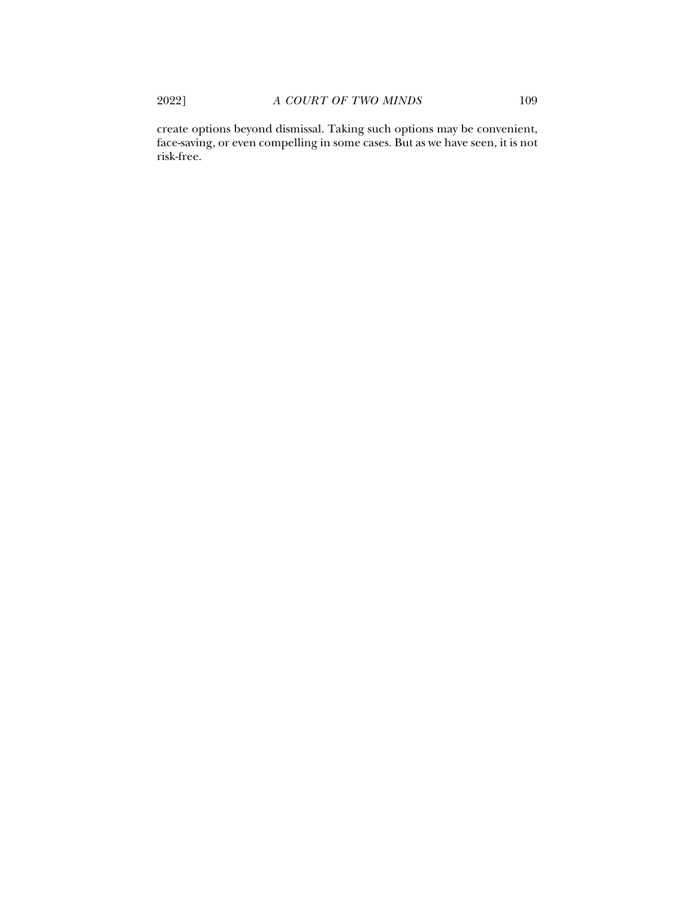create options beyond dismissal. Taking such options may be convenient, face-saving, or even compelling in some cases. But as we have seen, it is not risk-free.